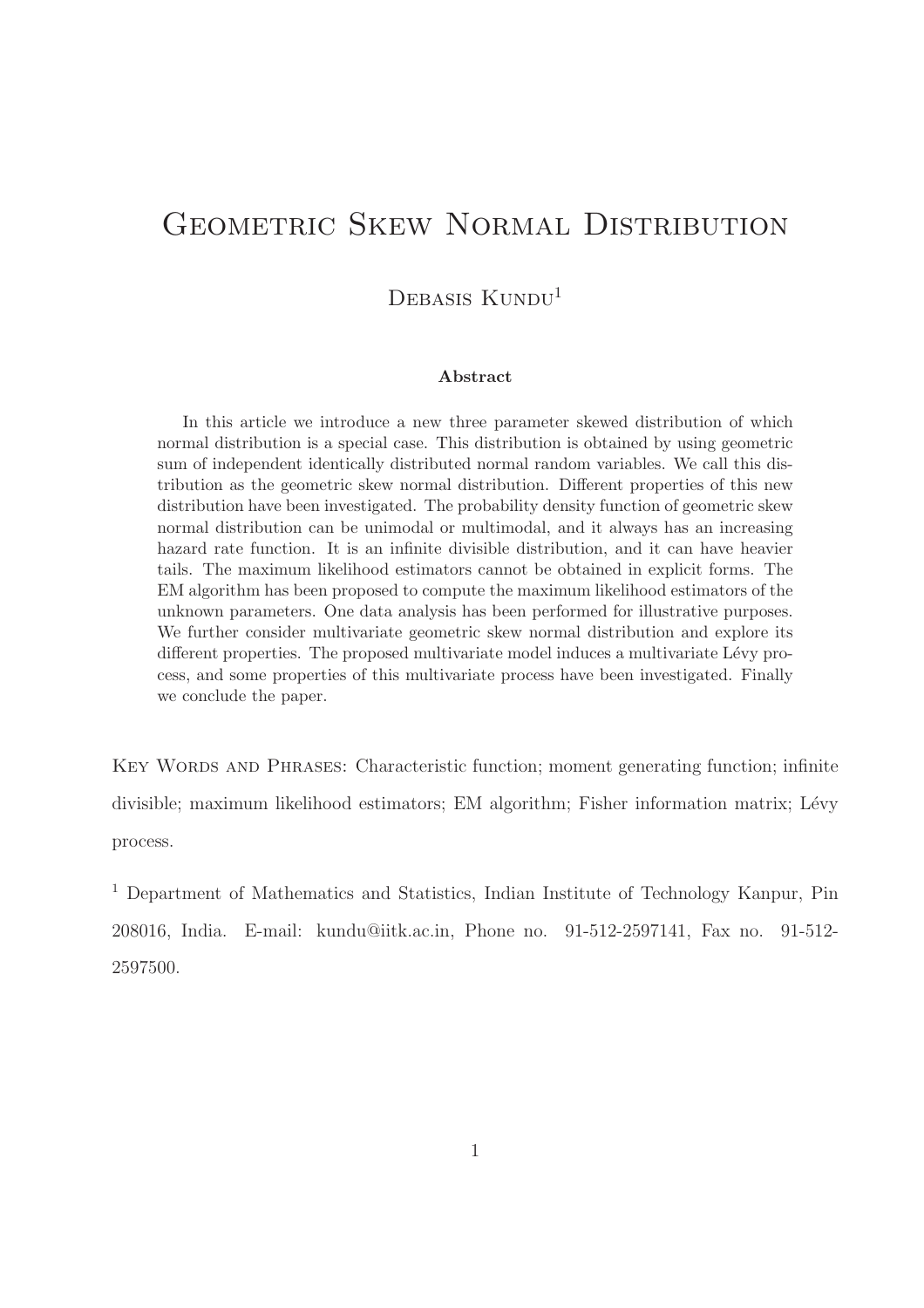# Geometric Skew Normal Distribution

Debasis Kundu[1]

**Abstract**

In this article we introduce a new three parameter skewed distribution of which normal distribution is a special case. This distribution is obtained by using geometric sum of independent identically distributed normal random variables. We call this distribution as the geometric skew normal distribution. Different properties of this new distribution have been investigated. The probability density function of geometric skew normal distribution can be unimodal or multimodal, and it always has an increasing hazard rate function. It is an infinite divisible distribution, and it can have heavier tails. The maximum likelihood estimators cannot be obtained in explicit forms. The EM algorithm has been proposed to compute the maximum likelihood estimators of the unknown parameters. One data analysis has been performed for illustrative purposes. We further consider multivariate geometric skew normal distribution and explore its different properties. The proposed multivariate model induces a multivariate Lévy process, and some properties of this multivariate process have been investigated. Finally we conclude the paper.

Key Words and Phrases: Characteristic function; moment generating function; infinite divisible; maximum likelihood estimators; EM algorithm; Fisher information matrix; Lévy process.

[1] Department of Mathematics and Statistics, Indian Institute of Technology Kanpur, Pin 208016, India. E-mail: kundu@iitk.ac.in, Phone no. 91-512-2597141, Fax no. 91-512-2597500.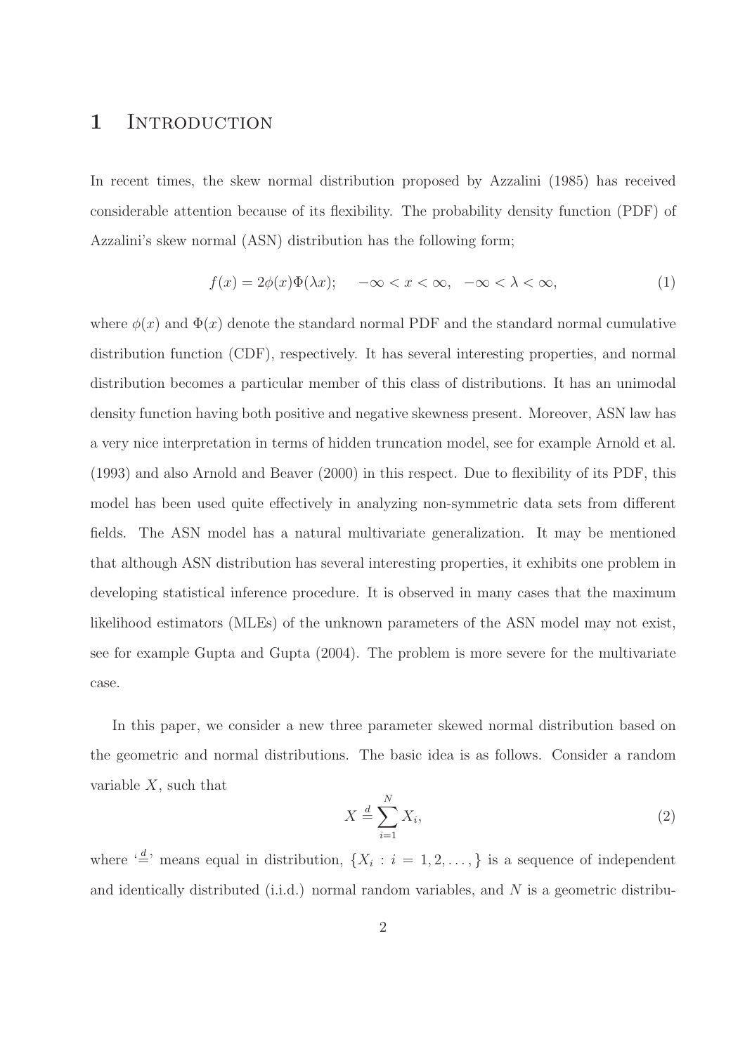# 1 Introduction

In recent times, the skew normal distribution proposed by Azzalini (1985) has received considerable attention because of its flexibility. The probability density function (PDF) of Azzalini's skew normal (ASN) distribution has the following form;

$$f(x) = 2\phi(x)\Phi(\lambda x); \quad -\infty < x < \infty, \ -\infty < \lambda < \infty, \tag{1}$$

where $\phi(x)$ and $\Phi(x)$ denote the standard normal PDF and the standard normal cumulative distribution function (CDF), respectively. It has several interesting properties, and normal distribution becomes a particular member of this class of distributions. It has an unimodal density function having both positive and negative skewness present. Moreover, ASN law has a very nice interpretation in terms of hidden truncation model, see for example Arnold et al. (1993) and also Arnold and Beaver (2000) in this respect. Due to flexibility of its PDF, this model has been used quite effectively in analyzing non-symmetric data sets from different fields. The ASN model has a natural multivariate generalization. It may be mentioned that although ASN distribution has several interesting properties, it exhibits one problem in developing statistical inference procedure. It is observed in many cases that the maximum likelihood estimators (MLEs) of the unknown parameters of the ASN model may not exist, see for example Gupta and Gupta (2004). The problem is more severe for the multivariate case.

In this paper, we consider a new three parameter skewed normal distribution based on the geometric and normal distributions. The basic idea is as follows. Consider a random variable $X$, such that

$$X \stackrel{d}{=} \sum_{i=1}^{N} X_i, \tag{2}$$

where '$\stackrel{d}{=}$' means equal in distribution, $\{X_i : i = 1, 2, \ldots, \}$ is a sequence of independent and identically distributed (i.i.d.) normal random variables, and $N$ is a geometric distribu-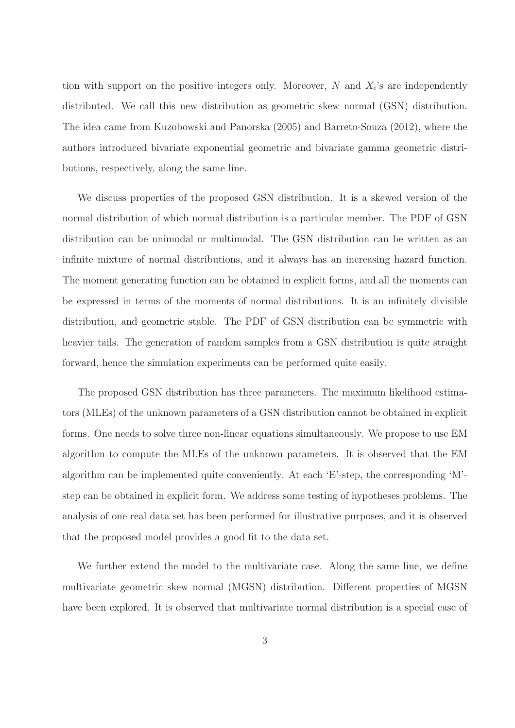tion with support on the positive integers only. Moreover, $N$ and $X_i$'s are independently distributed. We call this new distribution as geometric skew normal (GSN) distribution. The idea came from Kuzobowski and Panorska (2005) and Barreto-Souza (2012), where the authors introduced bivariate exponential geometric and bivariate gamma geometric distributions, respectively, along the same line.

We discuss properties of the proposed GSN distribution. It is a skewed version of the normal distribution of which normal distribution is a particular member. The PDF of GSN distribution can be unimodal or multimodal. The GSN distribution can be written as an infinite mixture of normal distributions, and it always has an increasing hazard function. The moment generating function can be obtained in explicit forms, and all the moments can be expressed in terms of the moments of normal distributions. It is an infinitely divisible distribution, and geometric stable. The PDF of GSN distribution can be symmetric with heavier tails. The generation of random samples from a GSN distribution is quite straight forward, hence the simulation experiments can be performed quite easily.

The proposed GSN distribution has three parameters. The maximum likelihood estimators (MLEs) of the unknown parameters of a GSN distribution cannot be obtained in explicit forms. One needs to solve three non-linear equations simultaneously. We propose to use EM algorithm to compute the MLEs of the unknown parameters. It is observed that the EM algorithm can be implemented quite conveniently. At each 'E'-step, the corresponding 'M'-step can be obtained in explicit form. We address some testing of hypotheses problems. The analysis of one real data set has been performed for illustrative purposes, and it is observed that the proposed model provides a good fit to the data set.

We further extend the model to the multivariate case. Along the same line, we define multivariate geometric skew normal (MGSN) distribution. Different properties of MGSN have been explored. It is observed that multivariate normal distribution is a special case of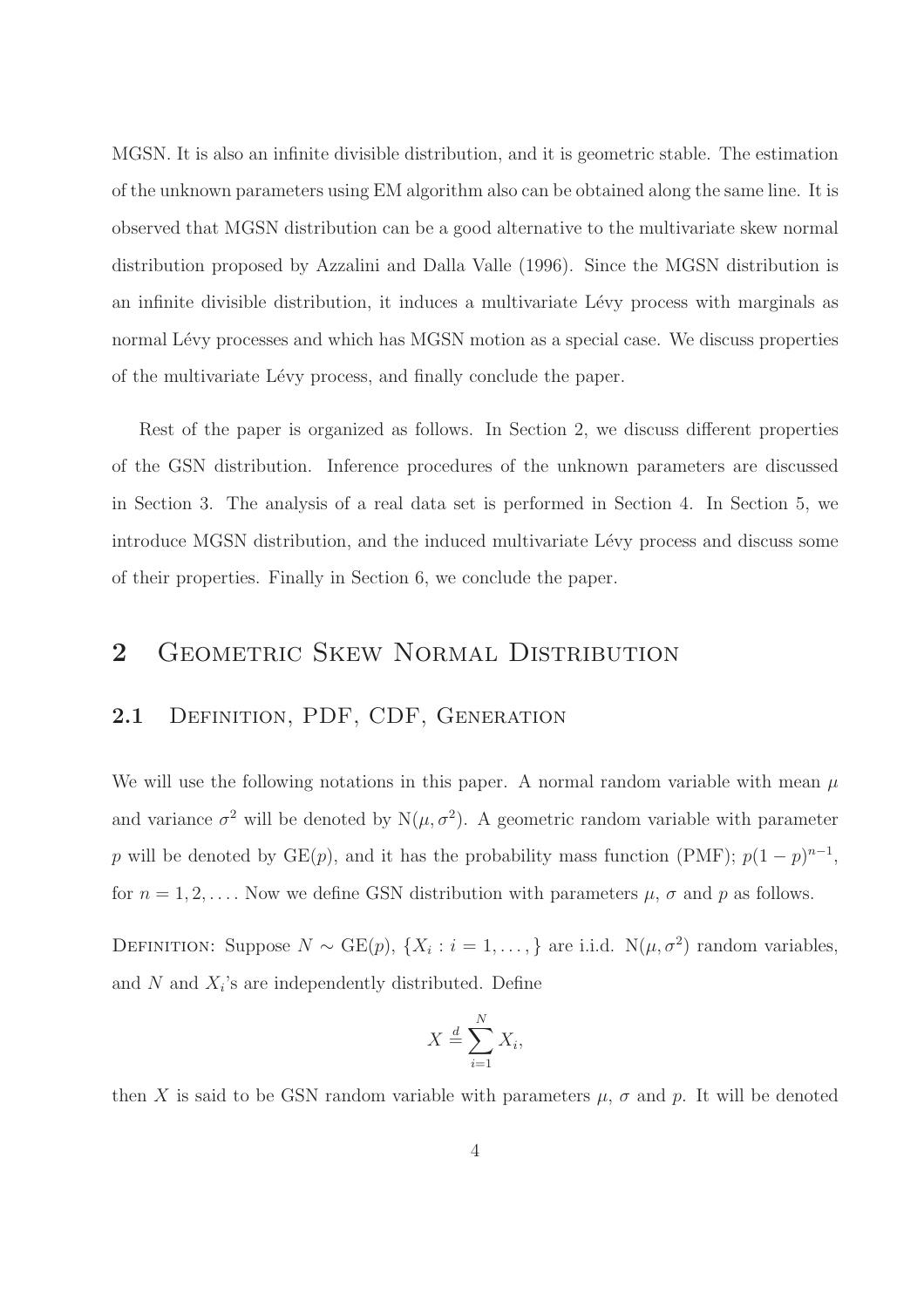MGSN. It is also an infinite divisible distribution, and it is geometric stable. The estimation of the unknown parameters using EM algorithm also can be obtained along the same line. It is observed that MGSN distribution can be a good alternative to the multivariate skew normal distribution proposed by Azzalini and Dalla Valle (1996). Since the MGSN distribution is an infinite divisible distribution, it induces a multivariate Lévy process with marginals as normal Lévy processes and which has MGSN motion as a special case. We discuss properties of the multivariate Lévy process, and finally conclude the paper.

Rest of the paper is organized as follows. In Section 2, we discuss different properties of the GSN distribution. Inference procedures of the unknown parameters are discussed in Section 3. The analysis of a real data set is performed in Section 4. In Section 5, we introduce MGSN distribution, and the induced multivariate Lévy process and discuss some of their properties. Finally in Section 6, we conclude the paper.

## 2 Geometric Skew Normal Distribution

### 2.1 Definition, PDF, CDF, Generation

We will use the following notations in this paper. A normal random variable with mean $\mu$ and variance $\sigma^2$ will be denoted by $\mathrm{N}(\mu, \sigma^2)$. A geometric random variable with parameter $p$ will be denoted by $\mathrm{GE}(p)$, and it has the probability mass function (PMF); $p(1-p)^{n-1}$, for $n = 1, 2, \ldots$. Now we define GSN distribution with parameters $\mu$, $\sigma$ and $p$ as follows.

Definition: Suppose $N \sim \mathrm{GE}(p)$, $\{X_i : i = 1, \ldots, \}$ are i.i.d. $\mathrm{N}(\mu, \sigma^2)$ random variables, and $N$ and $X_i$'s are independently distributed. Define

$$X \stackrel{d}{=} \sum_{i=1}^{N} X_i,$$

then $X$ is said to be GSN random variable with parameters $\mu$, $\sigma$ and $p$. It will be denoted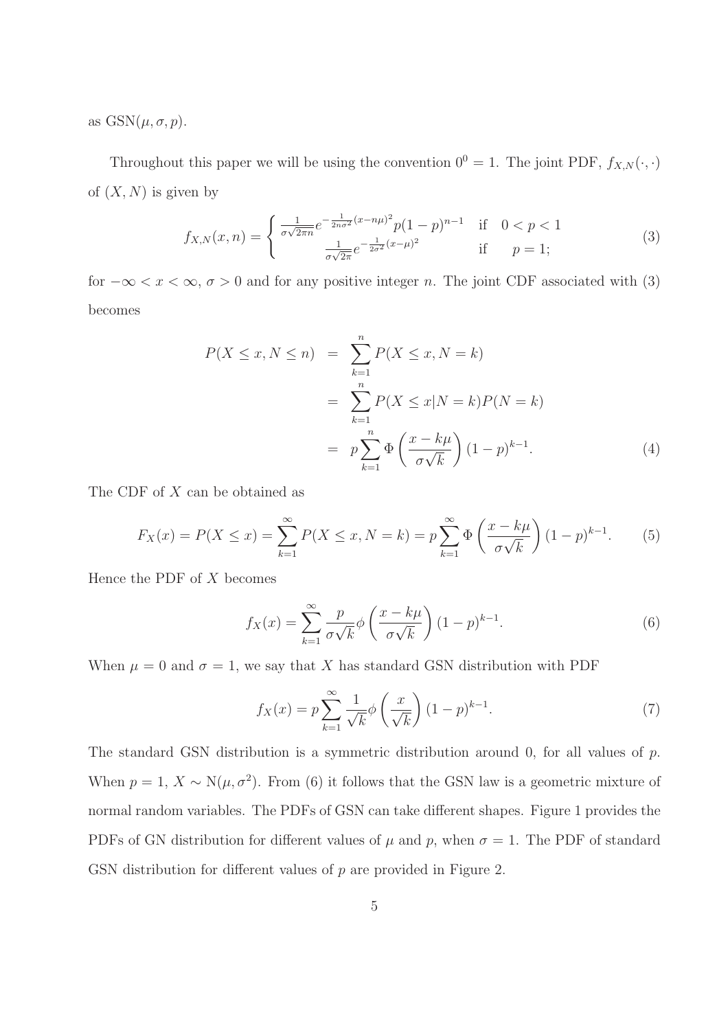as $\text{GSN}(\mu, \sigma, p)$.

Throughout this paper we will be using the convention $0^0 = 1$. The joint PDF, $f_{X,N}(\cdot, \cdot)$ of $(X, N)$ is given by

$$f_{X,N}(x,n) = \begin{cases} \frac{1}{\sigma\sqrt{2\pi n}} e^{-\frac{1}{2n\sigma^2}(x-n\mu)^2} p(1-p)^{n-1} & \text{if} \quad 0 < p < 1 \\ \frac{1}{\sigma\sqrt{2\pi}} e^{-\frac{1}{2\sigma^2}(x-\mu)^2} & \text{if} \quad\quad p = 1; \end{cases} \tag{3}$$

for $-\infty < x < \infty$, $\sigma > 0$ and for any positive integer $n$. The joint CDF associated with (3) becomes

$$\begin{aligned} P(X \leq x, N \leq n) &= \sum_{k=1}^{n} P(X \leq x, N = k) \\ &= \sum_{k=1}^{n} P(X \leq x | N = k) P(N = k) \\ &= p \sum_{k=1}^{n} \Phi\left(\frac{x - k\mu}{\sigma\sqrt{k}}\right)(1-p)^{k-1}. \end{aligned} \tag{4}$$

The CDF of $X$ can be obtained as

$$F_X(x) = P(X \leq x) = \sum_{k=1}^{\infty} P(X \leq x, N = k) = p \sum_{k=1}^{\infty} \Phi\left(\frac{x - k\mu}{\sigma\sqrt{k}}\right)(1-p)^{k-1}. \tag{5}$$

Hence the PDF of $X$ becomes

$$f_X(x) = \sum_{k=1}^{\infty} \frac{p}{\sigma\sqrt{k}} \phi\left(\frac{x - k\mu}{\sigma\sqrt{k}}\right)(1-p)^{k-1}. \tag{6}$$

When $\mu = 0$ and $\sigma = 1$, we say that $X$ has standard GSN distribution with PDF

$$f_X(x) = p \sum_{k=1}^{\infty} \frac{1}{\sqrt{k}} \phi\left(\frac{x}{\sqrt{k}}\right)(1-p)^{k-1}. \tag{7}$$

The standard GSN distribution is a symmetric distribution around 0, for all values of $p$. When $p = 1$, $X \sim \text{N}(\mu, \sigma^2)$. From (6) it follows that the GSN law is a geometric mixture of normal random variables. The PDFs of GSN can take different shapes. Figure 1 provides the PDFs of GN distribution for different values of $\mu$ and $p$, when $\sigma = 1$. The PDF of standard GSN distribution for different values of $p$ are provided in Figure 2.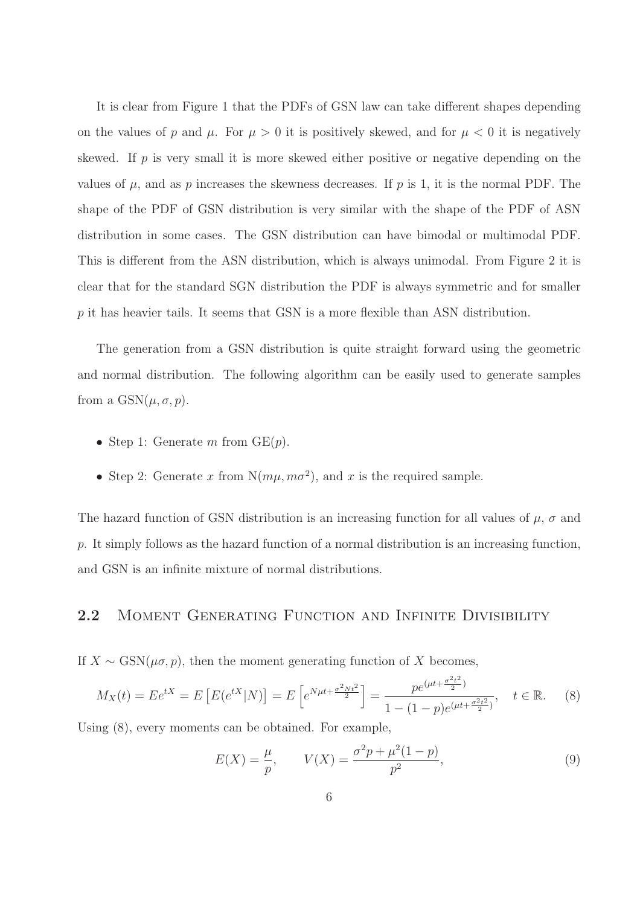It is clear from Figure 1 that the PDFs of GSN law can take different shapes depending on the values of $p$ and $\mu$. For $\mu > 0$ it is positively skewed, and for $\mu < 0$ it is negatively skewed. If $p$ is very small it is more skewed either positive or negative depending on the values of $\mu$, and as $p$ increases the skewness decreases. If $p$ is 1, it is the normal PDF. The shape of the PDF of GSN distribution is very similar with the shape of the PDF of ASN distribution in some cases. The GSN distribution can have bimodal or multimodal PDF. This is different from the ASN distribution, which is always unimodal. From Figure 2 it is clear that for the standard SGN distribution the PDF is always symmetric and for smaller $p$ it has heavier tails. It seems that GSN is a more flexible than ASN distribution.

The generation from a GSN distribution is quite straight forward using the geometric and normal distribution. The following algorithm can be easily used to generate samples from a $\text{GSN}(\mu, \sigma, p)$.

- Step 1: Generate $m$ from $\text{GE}(p)$.
- Step 2: Generate $x$ from $\text{N}(m\mu, m\sigma^2)$, and $x$ is the required sample.

The hazard function of GSN distribution is an increasing function for all values of $\mu$, $\sigma$ and $p$. It simply follows as the hazard function of a normal distribution is an increasing function, and GSN is an infinite mixture of normal distributions.

## 2.2 Moment Generating Function and Infinite Divisibility

If $X \sim \text{GSN}(\mu\sigma, p)$, then the moment generating function of $X$ becomes,

$$M_X(t) = Ee^{tX} = E\left[E(e^{tX}|N)\right] = E\left[e^{N\mu t + \frac{\sigma^2 N t^2}{2}}\right] = \frac{pe^{(\mu t + \frac{\sigma^2 t^2}{2})}}{1-(1-p)e^{(\mu t + \frac{\sigma^2 t^2}{2})}}, \quad t \in \mathbb{R}. \tag{8}$$

Using (8), every moments can be obtained. For example,

$$E(X) = \frac{\mu}{p}, \qquad V(X) = \frac{\sigma^2 p + \mu^2(1-p)}{p^2}, \tag{9}$$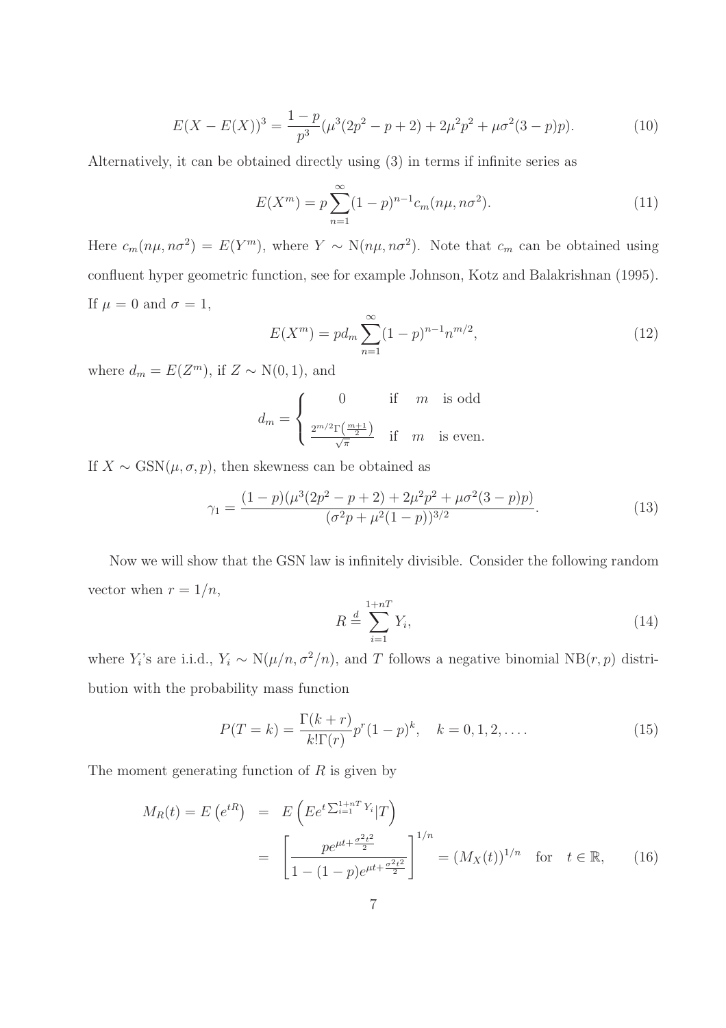$$E(X - E(X))^3 = \frac{1-p}{p^3}(\mu^3(2p^2 - p + 2) + 2\mu^2 p^2 + \mu\sigma^2(3-p)p). \tag{10}$$

Alternatively, it can be obtained directly using (3) in terms if infinite series as

$$E(X^m) = p\sum_{n=1}^{\infty}(1-p)^{n-1}c_m(n\mu, n\sigma^2). \tag{11}$$

Here $c_m(n\mu, n\sigma^2) = E(Y^m)$, where $Y \sim \mathrm{N}(n\mu, n\sigma^2)$. Note that $c_m$ can be obtained using confluent hyper geometric function, see for example Johnson, Kotz and Balakrishnan (1995). If $\mu = 0$ and $\sigma = 1$,

$$E(X^m) = p d_m \sum_{n=1}^{\infty}(1-p)^{n-1}n^{m/2}, \tag{12}$$

where $d_m = E(Z^m)$, if $Z \sim \mathrm{N}(0,1)$, and

$$d_m = \begin{cases} 0 & \text{if} \quad m \quad \text{is odd} \\ \frac{2^{m/2}\Gamma\left(\frac{m+1}{2}\right)}{\sqrt{\pi}} & \text{if} \quad m \quad \text{is even.} \end{cases}$$

If $X \sim \mathrm{GSN}(\mu, \sigma, p)$, then skewness can be obtained as

$$\gamma_1 = \frac{(1-p)(\mu^3(2p^2 - p + 2) + 2\mu^2 p^2 + \mu\sigma^2(3-p)p)}{(\sigma^2 p + \mu^2(1-p))^{3/2}}. \tag{13}$$

Now we will show that the GSN law is infinitely divisible. Consider the following random vector when $r = 1/n$,

$$R \stackrel{d}{=} \sum_{i=1}^{1+nT} Y_i, \tag{14}$$

where $Y_i$'s are i.i.d., $Y_i \sim \mathrm{N}(\mu/n, \sigma^2/n)$, and $T$ follows a negative binomial $\mathrm{NB}(r, p)$ distribution with the probability mass function

$$P(T = k) = \frac{\Gamma(k+r)}{k!\Gamma(r)}p^r(1-p)^k, \quad k = 0, 1, 2, \ldots. \tag{15}$$

The moment generating function of $R$ is given by

$$\begin{aligned} M_R(t) = E\left(e^{tR}\right) &= E\left(Ee^{t\sum_{i=1}^{1+nT}Y_i}|T\right) \\ &= \left[\frac{pe^{\mu t + \frac{\sigma^2 t^2}{2}}}{1-(1-p)e^{\mu t + \frac{\sigma^2 t^2}{2}}}\right]^{1/n} = (M_X(t))^{1/n} \quad \text{for} \quad t \in \mathbb{R}, \end{aligned} \tag{16}$$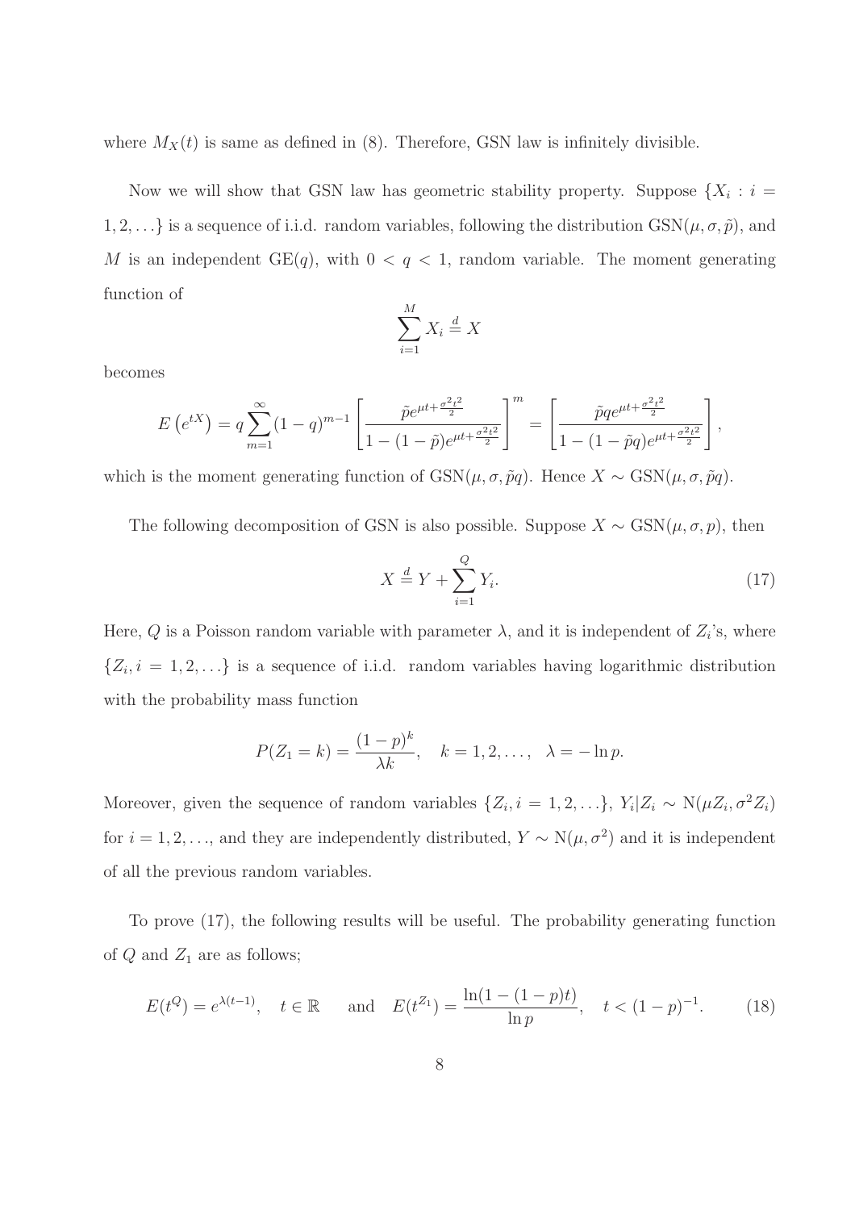where $M_X(t)$ is same as defined in (8). Therefore, GSN law is infinitely divisible.

Now we will show that GSN law has geometric stability property. Suppose $\{X_i : i = 1, 2, \ldots\}$ is a sequence of i.i.d. random variables, following the distribution $\text{GSN}(\mu, \sigma, \tilde{p})$, and $M$ is an independent $\text{GE}(q)$, with $0 < q < 1$, random variable. The moment generating function of

$$\sum_{i=1}^{M} X_i \stackrel{d}{=} X$$

becomes

$$E\left(e^{tX}\right) = q \sum_{m=1}^{\infty} (1-q)^{m-1} \left[ \frac{\tilde{p} e^{\mu t + \frac{\sigma^2 t^2}{2}}}{1 - (1-\tilde{p}) e^{\mu t + \frac{\sigma^2 t^2}{2}}} \right]^m = \left[ \frac{\tilde{p} q e^{\mu t + \frac{\sigma^2 t^2}{2}}}{1 - (1-\tilde{p} q) e^{\mu t + \frac{\sigma^2 t^2}{2}}} \right],$$

which is the moment generating function of $\text{GSN}(\mu, \sigma, \tilde{p}q)$. Hence $X \sim \text{GSN}(\mu, \sigma, \tilde{p}q)$.

The following decomposition of GSN is also possible. Suppose $X \sim \text{GSN}(\mu, \sigma, p)$, then

$$X \stackrel{d}{=} Y + \sum_{i=1}^{Q} Y_i. \tag{17}$$

Here, $Q$ is a Poisson random variable with parameter $\lambda$, and it is independent of $Z_i$'s, where $\{Z_i, i = 1, 2, \ldots\}$ is a sequence of i.i.d. random variables having logarithmic distribution with the probability mass function

$$P(Z_1 = k) = \frac{(1-p)^k}{\lambda k}, \quad k = 1, 2, \ldots, \quad \lambda = -\ln p.$$

Moreover, given the sequence of random variables $\{Z_i, i = 1, 2, \ldots\}$, $Y_i | Z_i \sim \text{N}(\mu Z_i, \sigma^2 Z_i)$ for $i = 1, 2, \ldots$, and they are independently distributed, $Y \sim \text{N}(\mu, \sigma^2)$ and it is independent of all the previous random variables.

To prove (17), the following results will be useful. The probability generating function of $Q$ and $Z_1$ are as follows;

$$E(t^Q) = e^{\lambda(t-1)}, \quad t \in \mathbb{R} \qquad \text{and} \quad E(t^{Z_1}) = \frac{\ln(1 - (1-p)t)}{\ln p}, \quad t < (1-p)^{-1}. \tag{18}$$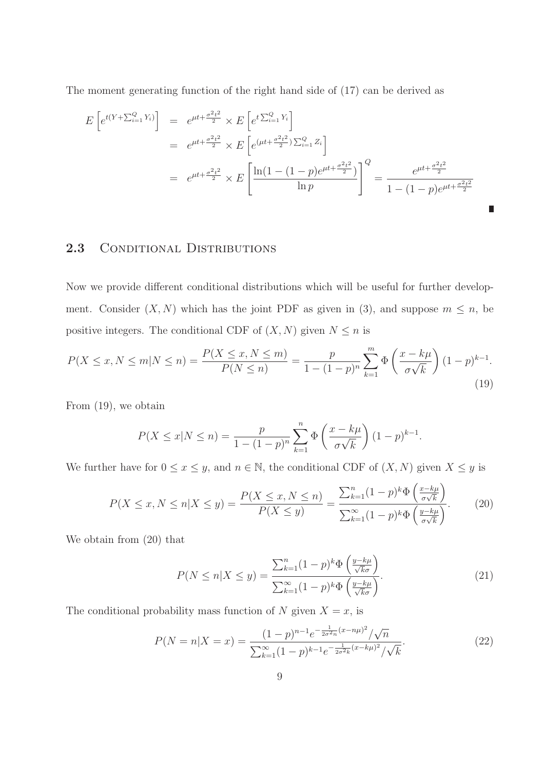The moment generating function of the right hand side of (17) can be derived as

$$
\begin{aligned}
E\left[e^{t(Y+\sum_{i=1}^{Q} Y_i)}\right] &= e^{\mu t+\frac{\sigma^2 t^2}{2}} \times E\left[e^{t\sum_{i=1}^{Q} Y_i}\right] \\
&= e^{\mu t+\frac{\sigma^2 t^2}{2}} \times E\left[e^{(\mu t+\frac{\sigma^2 t^2}{2})\sum_{i=1}^{Q} Z_i}\right] \\
&= e^{\mu t+\frac{\sigma^2 t^2}{2}} \times E\left[\frac{\ln(1-(1-p)e^{\mu t+\frac{\sigma^2 t^2}{2}})}{\ln p}\right]^Q = \frac{e^{\mu t+\frac{\sigma^2 t^2}{2}}}{1-(1-p)e^{\mu t+\frac{\sigma^2 t^2}{2}}}
\end{aligned}
$$

■

## 2.3 Conditional Distributions

Now we provide different conditional distributions which will be useful for further development. Consider $(X, N)$ which has the joint PDF as given in (3), and suppose $m \leq n$, be positive integers. The conditional CDF of $(X, N)$ given $N \leq n$ is

$$
P(X \leq x, N \leq m | N \leq n) = \frac{P(X \leq x, N \leq m)}{P(N \leq n)} = \frac{p}{1-(1-p)^n}\sum_{k=1}^{m} \Phi\left(\frac{x-k\mu}{\sigma\sqrt{k}}\right)(1-p)^{k-1}. \tag{19}
$$

From (19), we obtain

$$
P(X \leq x | N \leq n) = \frac{p}{1-(1-p)^n}\sum_{k=1}^{n} \Phi\left(\frac{x-k\mu}{\sigma\sqrt{k}}\right)(1-p)^{k-1}.
$$

We further have for $0 \leq x \leq y$, and $n \in \mathbb{N}$, the conditional CDF of $(X, N)$ given $X \leq y$ is

$$
P(X \leq x, N \leq n | X \leq y) = \frac{P(X \leq x, N \leq n)}{P(X \leq y)} = \frac{\sum_{k=1}^{n}(1-p)^k \Phi\left(\frac{x-k\mu}{\sigma\sqrt{k}}\right)}{\sum_{k=1}^{\infty}(1-p)^k \Phi\left(\frac{y-k\mu}{\sigma\sqrt{k}}\right)}. \tag{20}
$$

We obtain from (20) that

$$
P(N \leq n | X \leq y) = \frac{\sum_{k=1}^{n}(1-p)^k \Phi\left(\frac{y-k\mu}{\sqrt{k}\sigma}\right)}{\sum_{k=1}^{\infty}(1-p)^k \Phi\left(\frac{y-k\mu}{\sqrt{k}\sigma}\right)}. \tag{21}
$$

The conditional probability mass function of $N$ given $X = x$, is

$$
P(N = n | X = x) = \frac{(1-p)^{n-1} e^{-\frac{1}{2\sigma^2 n}(x-n\mu)^2}/\sqrt{n}}{\sum_{k=1}^{\infty}(1-p)^{k-1} e^{-\frac{1}{2\sigma^2 k}(x-k\mu)^2}/\sqrt{k}}. \tag{22}
$$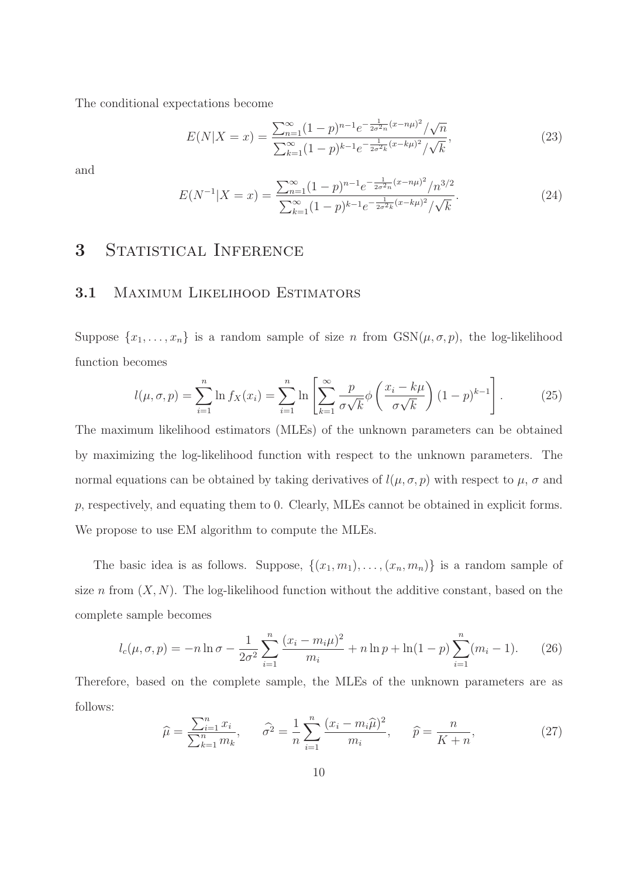The conditional expectations become

$$E(N|X=x) = \frac{\sum_{n=1}^{\infty}(1-p)^{n-1}e^{-\frac{1}{2\sigma^2 n}(x-n\mu)^2}/\sqrt{n}}{\sum_{k=1}^{\infty}(1-p)^{k-1}e^{-\frac{1}{2\sigma^2 k}(x-k\mu)^2}/\sqrt{k}}, \tag{23}$$

and

$$E(N^{-1}|X=x) = \frac{\sum_{n=1}^{\infty}(1-p)^{n-1}e^{-\frac{1}{2\sigma^2 n}(x-n\mu)^2}/n^{3/2}}{\sum_{k=1}^{\infty}(1-p)^{k-1}e^{-\frac{1}{2\sigma^2 k}(x-k\mu)^2}/\sqrt{k}}. \tag{24}$$

# 3 Statistical Inference

## 3.1 Maximum Likelihood Estimators

Suppose $\{x_1, \ldots, x_n\}$ is a random sample of size $n$ from $\text{GSN}(\mu, \sigma, p)$, the log-likelihood function becomes

$$l(\mu, \sigma, p) = \sum_{i=1}^{n} \ln f_X(x_i) = \sum_{i=1}^{n} \ln \left[ \sum_{k=1}^{\infty} \frac{p}{\sigma\sqrt{k}} \phi\left(\frac{x_i - k\mu}{\sigma\sqrt{k}}\right)(1-p)^{k-1} \right]. \tag{25}$$

The maximum likelihood estimators (MLEs) of the unknown parameters can be obtained by maximizing the log-likelihood function with respect to the unknown parameters. The normal equations can be obtained by taking derivatives of $l(\mu, \sigma, p)$ with respect to $\mu$, $\sigma$ and $p$, respectively, and equating them to 0. Clearly, MLEs cannot be obtained in explicit forms. We propose to use EM algorithm to compute the MLEs.

The basic idea is as follows. Suppose, $\{(x_1, m_1), \ldots, (x_n, m_n)\}$ is a random sample of size $n$ from $(X, N)$. The log-likelihood function without the additive constant, based on the complete sample becomes

$$l_c(\mu, \sigma, p) = -n \ln \sigma - \frac{1}{2\sigma^2} \sum_{i=1}^{n} \frac{(x_i - m_i\mu)^2}{m_i} + n \ln p + \ln(1-p) \sum_{i=1}^{n} (m_i - 1). \tag{26}$$

Therefore, based on the complete sample, the MLEs of the unknown parameters are as follows:

$$\widehat{\mu} = \frac{\sum_{i=1}^{n} x_i}{\sum_{k=1}^{n} m_k}, \qquad \widehat{\sigma^2} = \frac{1}{n} \sum_{i=1}^{n} \frac{(x_i - m_i\widehat{\mu})^2}{m_i}, \qquad \widehat{p} = \frac{n}{K+n}, \tag{27}$$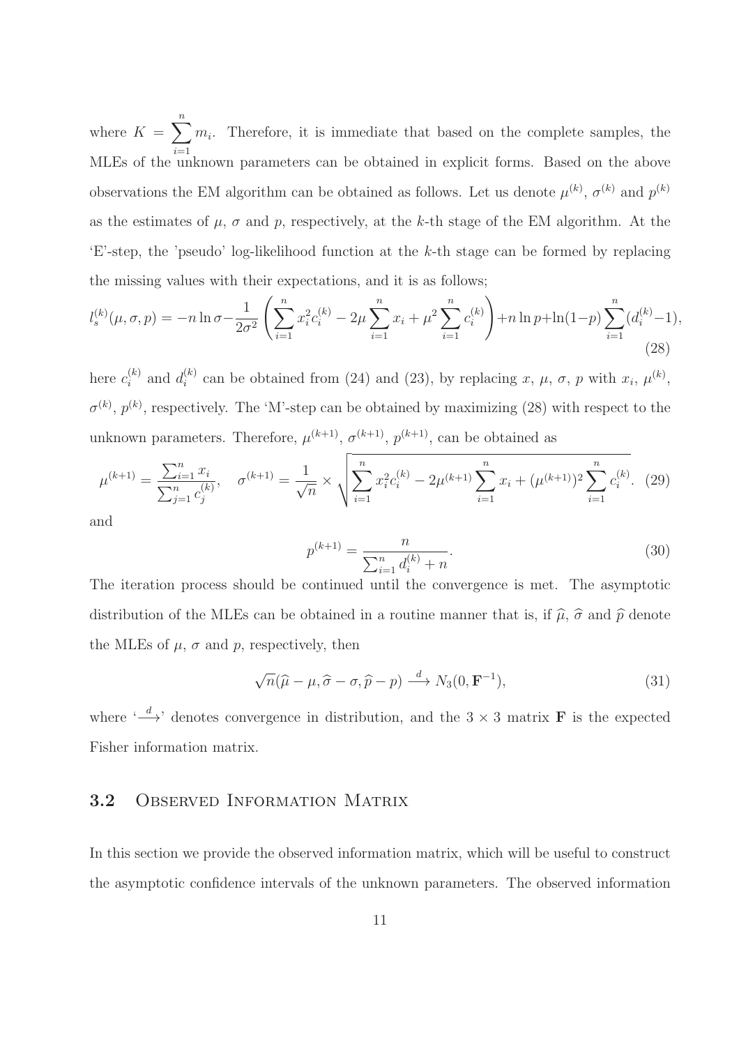where $K = \sum_{i=1}^{n} m_i$. Therefore, it is immediate that based on the complete samples, the MLEs of the unknown parameters can be obtained in explicit forms. Based on the above observations the EM algorithm can be obtained as follows. Let us denote $\mu^{(k)}$, $\sigma^{(k)}$ and $p^{(k)}$ as the estimates of $\mu$, $\sigma$ and $p$, respectively, at the $k$-th stage of the EM algorithm. At the 'E'-step, the 'pseudo' log-likelihood function at the $k$-th stage can be formed by replacing the missing values with their expectations, and it is as follows;

$$l_s^{(k)}(\mu, \sigma, p) = -n \ln \sigma - \frac{1}{2\sigma^2} \left( \sum_{i=1}^{n} x_i^2 c_i^{(k)} - 2\mu \sum_{i=1}^{n} x_i + \mu^2 \sum_{i=1}^{n} c_i^{(k)} \right) + n \ln p + \ln(1-p) \sum_{i=1}^{n} (d_i^{(k)} - 1), \tag{28}$$

here $c_i^{(k)}$ and $d_i^{(k)}$ can be obtained from (24) and (23), by replacing $x$, $\mu$, $\sigma$, $p$ with $x_i$, $\mu^{(k)}$, $\sigma^{(k)}$, $p^{(k)}$, respectively. The 'M'-step can be obtained by maximizing (28) with respect to the unknown parameters. Therefore, $\mu^{(k+1)}$, $\sigma^{(k+1)}$, $p^{(k+1)}$, can be obtained as

$$\mu^{(k+1)} = \frac{\sum_{i=1}^{n} x_i}{\sum_{j=1}^{n} c_j^{(k)}}, \quad \sigma^{(k+1)} = \frac{1}{\sqrt{n}} \times \sqrt{\sum_{i=1}^{n} x_i^2 c_i^{(k)} - 2\mu^{(k+1)} \sum_{i=1}^{n} x_i + (\mu^{(k+1)})^2 \sum_{i=1}^{n} c_i^{(k)}}. \tag{29}$$

and

$$p^{(k+1)} = \frac{n}{\sum_{i=1}^{n} d_i^{(k)} + n}. \tag{30}$$

The iteration process should be continued until the convergence is met. The asymptotic distribution of the MLEs can be obtained in a routine manner that is, if $\widehat{\mu}$, $\widehat{\sigma}$ and $\widehat{p}$ denote the MLEs of $\mu$, $\sigma$ and $p$, respectively, then

$$\sqrt{n}(\widehat{\mu} - \mu, \widehat{\sigma} - \sigma, \widehat{p} - p) \xrightarrow{d} N_3(0, \mathbf{F}^{-1}), \tag{31}$$

where '$\xrightarrow{d}$' denotes convergence in distribution, and the $3 \times 3$ matrix $\mathbf{F}$ is the expected Fisher information matrix.

## 3.2 Observed Information Matrix

In this section we provide the observed information matrix, which will be useful to construct the asymptotic confidence intervals of the unknown parameters. The observed information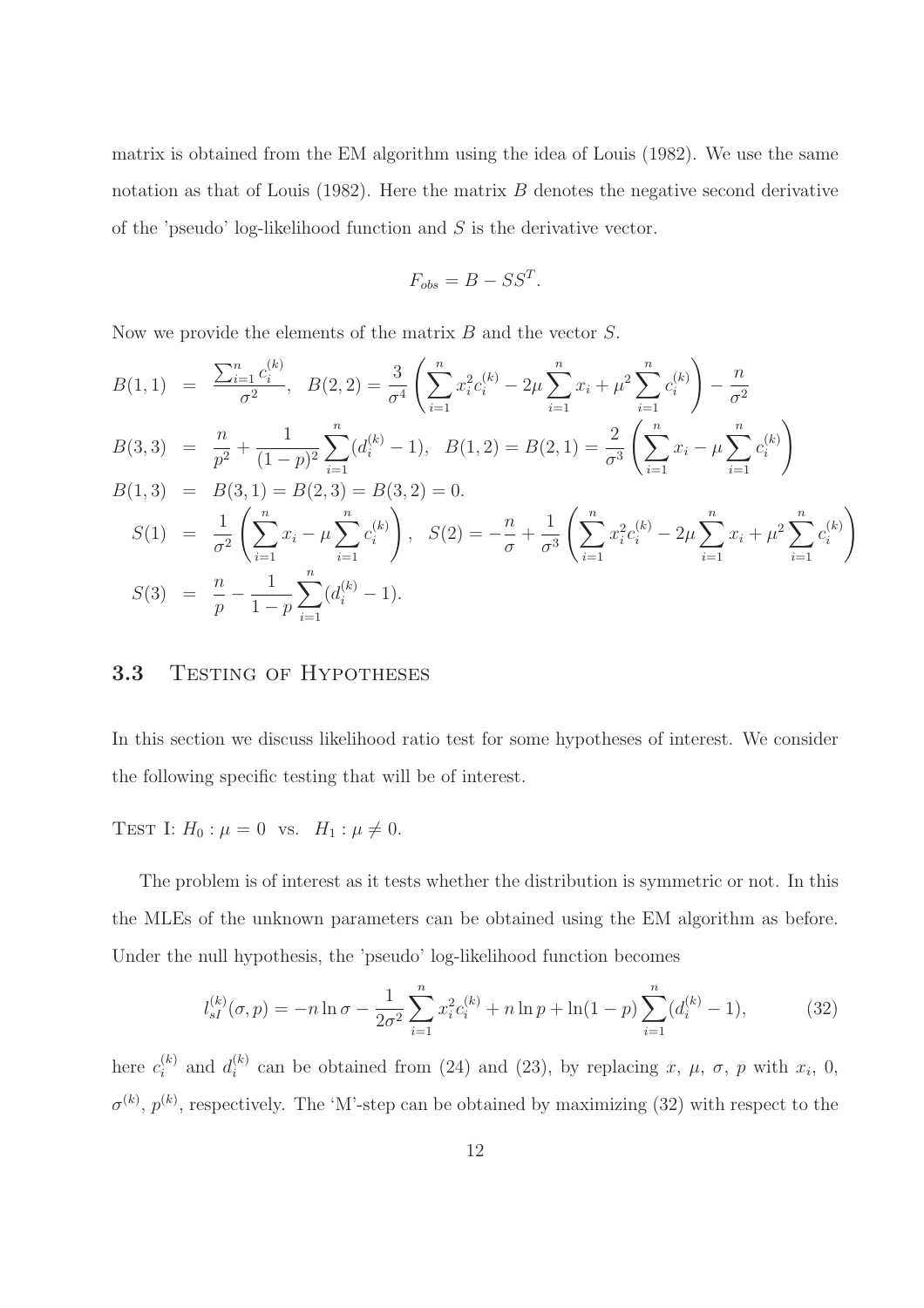matrix is obtained from the EM algorithm using the idea of Louis (1982). We use the same notation as that of Louis (1982). Here the matrix $B$ denotes the negative second derivative of the 'pseudo' log-likelihood function and $S$ is the derivative vector.

$$F_{obs} = B - SS^T.$$

Now we provide the elements of the matrix $B$ and the vector $S$.

$$
\begin{aligned}
B(1,1) &= \frac{\sum_{i=1}^{n} c_i^{(k)}}{\sigma^2}, \quad B(2,2) = \frac{3}{\sigma^4}\left(\sum_{i=1}^{n} x_i^2 c_i^{(k)} - 2\mu \sum_{i=1}^{n} x_i + \mu^2 \sum_{i=1}^{n} c_i^{(k)}\right) - \frac{n}{\sigma^2} \\
B(3,3) &= \frac{n}{p^2} + \frac{1}{(1-p)^2}\sum_{i=1}^{n}(d_i^{(k)} - 1), \quad B(1,2) = B(2,1) = \frac{2}{\sigma^3}\left(\sum_{i=1}^{n} x_i - \mu \sum_{i=1}^{n} c_i^{(k)}\right) \\
B(1,3) &= B(3,1) = B(2,3) = B(3,2) = 0. \\
S(1) &= \frac{1}{\sigma^2}\left(\sum_{i=1}^{n} x_i - \mu \sum_{i=1}^{n} c_i^{(k)}\right), \quad S(2) = -\frac{n}{\sigma} + \frac{1}{\sigma^3}\left(\sum_{i=1}^{n} x_i^2 c_i^{(k)} - 2\mu \sum_{i=1}^{n} x_i + \mu^2 \sum_{i=1}^{n} c_i^{(k)}\right) \\
S(3) &= \frac{n}{p} - \frac{1}{1-p}\sum_{i=1}^{n}(d_i^{(k)} - 1).
\end{aligned}
$$

### 3.3 Testing of Hypotheses

In this section we discuss likelihood ratio test for some hypotheses of interest. We consider the following specific testing that will be of interest.

Test I: $H_0: \mu = 0$ vs. $H_1: \mu \neq 0$.

The problem is of interest as it tests whether the distribution is symmetric or not. In this the MLEs of the unknown parameters can be obtained using the EM algorithm as before. Under the null hypothesis, the 'pseudo' log-likelihood function becomes

$$l_{sI}^{(k)}(\sigma, p) = -n \ln \sigma - \frac{1}{2\sigma^2}\sum_{i=1}^{n} x_i^2 c_i^{(k)} + n \ln p + \ln(1-p)\sum_{i=1}^{n}(d_i^{(k)} - 1), \tag{32}$$

here $c_i^{(k)}$ and $d_i^{(k)}$ can be obtained from (24) and (23), by replacing $x$, $\mu$, $\sigma$, $p$ with $x_i$, 0, $\sigma^{(k)}$, $p^{(k)}$, respectively. The 'M'-step can be obtained by maximizing (32) with respect to the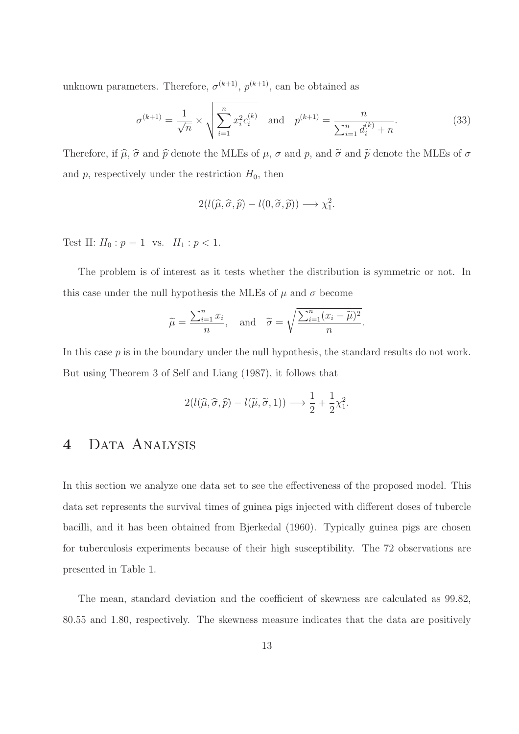unknown parameters. Therefore, $\sigma^{(k+1)}$, $p^{(k+1)}$, can be obtained as

$$\sigma^{(k+1)} = \frac{1}{\sqrt{n}} \times \sqrt{\sum_{i=1}^{n} x_i^2 c_i^{(k)}} \quad \text{and} \quad p^{(k+1)} = \frac{n}{\sum_{i=1}^{n} d_i^{(k)} + n}. \tag{33}$$

Therefore, if $\widehat{\mu}$, $\widehat{\sigma}$ and $\widehat{p}$ denote the MLEs of $\mu$, $\sigma$ and $p$, and $\widetilde{\sigma}$ and $\widetilde{p}$ denote the MLEs of $\sigma$ and $p$, respectively under the restriction $H_0$, then

$$2(l(\widehat{\mu}, \widehat{\sigma}, \widehat{p}) - l(0, \widetilde{\sigma}, \widetilde{p})) \longrightarrow \chi_1^2.$$

Test II: $H_0 : p = 1$ vs. $H_1 : p < 1$.

The problem is of interest as it tests whether the distribution is symmetric or not. In this case under the null hypothesis the MLEs of $\mu$ and $\sigma$ become

$$\widetilde{\mu} = \frac{\sum_{i=1}^{n} x_i}{n}, \quad \text{and} \quad \widetilde{\sigma} = \sqrt{\frac{\sum_{i=1}^{n} (x_i - \widetilde{\mu})^2}{n}}.$$

In this case $p$ is in the boundary under the null hypothesis, the standard results do not work. But using Theorem 3 of Self and Liang (1987), it follows that

$$2(l(\widehat{\mu}, \widehat{\sigma}, \widehat{p}) - l(\widetilde{\mu}, \widetilde{\sigma}, 1)) \longrightarrow \frac{1}{2} + \frac{1}{2}\chi_1^2.$$

# 4 Data Analysis

In this section we analyze one data set to see the effectiveness of the proposed model. This data set represents the survival times of guinea pigs injected with different doses of tubercle bacilli, and it has been obtained from Bjerkedal (1960). Typically guinea pigs are chosen for tuberculosis experiments because of their high susceptibility. The 72 observations are presented in Table 1.

The mean, standard deviation and the coefficient of skewness are calculated as 99.82, 80.55 and 1.80, respectively. The skewness measure indicates that the data are positively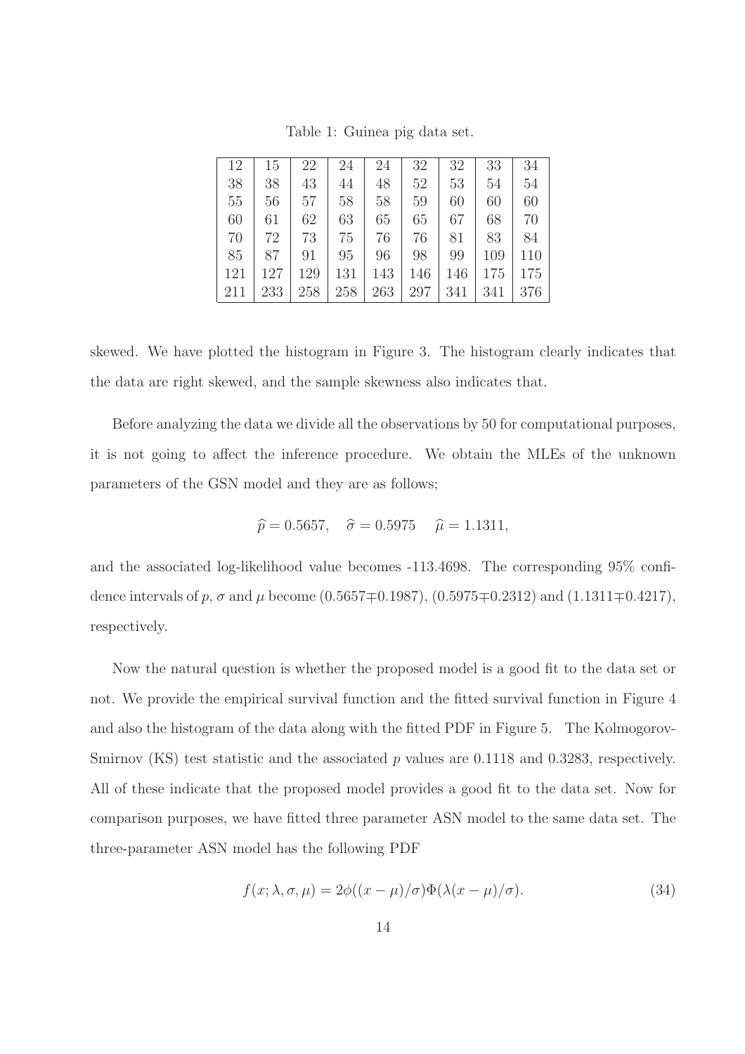Table 1: Guinea pig data set.

| | | | | | | | | |
|---|---|---|---|---|---|---|---|---|
| 12 | 15 | 22 | 24 | 24 | 32 | 32 | 33 | 34 |
| 38 | 38 | 43 | 44 | 48 | 52 | 53 | 54 | 54 |
| 55 | 56 | 57 | 58 | 58 | 59 | 60 | 60 | 60 |
| 60 | 61 | 62 | 63 | 65 | 65 | 67 | 68 | 70 |
| 70 | 72 | 73 | 75 | 76 | 76 | 81 | 83 | 84 |
| 85 | 87 | 91 | 95 | 96 | 98 | 99 | 109 | 110 |
| 121 | 127 | 129 | 131 | 143 | 146 | 146 | 175 | 175 |
| 211 | 233 | 258 | 258 | 263 | 297 | 341 | 341 | 376 |

skewed. We have plotted the histogram in Figure 3. The histogram clearly indicates that the data are right skewed, and the sample skewness also indicates that.

Before analyzing the data we divide all the observations by 50 for computational purposes, it is not going to affect the inference procedure. We obtain the MLEs of the unknown parameters of the GSN model and they are as follows;

$$\widehat{p} = 0.5657, \quad \widehat{\sigma} = 0.5975 \quad \widehat{\mu} = 1.1311,$$

and the associated log-likelihood value becomes -113.4698. The corresponding 95% confidence intervals of $p$, $\sigma$ and $\mu$ become ($0.5657 \mp 0.1987$), ($0.5975 \mp 0.2312$) and ($1.1311 \mp 0.4217$), respectively.

Now the natural question is whether the proposed model is a good fit to the data set or not. We provide the empirical survival function and the fitted survival function in Figure 4 and also the histogram of the data along with the fitted PDF in Figure 5. The Kolmogorov-Smirnov (KS) test statistic and the associated $p$ values are 0.1118 and 0.3283, respectively. All of these indicate that the proposed model provides a good fit to the data set. Now for comparison purposes, we have fitted three parameter ASN model to the same data set. The three-parameter ASN model has the following PDF

$$f(x; \lambda, \sigma, \mu) = 2\phi((x-\mu)/\sigma)\Phi(\lambda(x-\mu)/\sigma). \tag{34}$$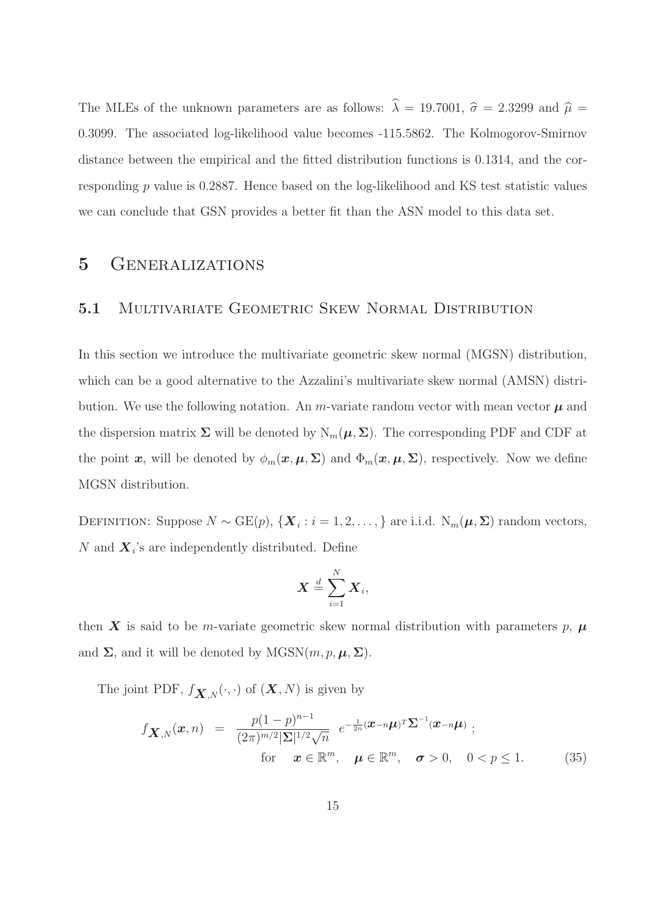The MLEs of the unknown parameters are as follows: $\widehat{\lambda} = 19.7001$, $\widehat{\sigma} = 2.3299$ and $\widehat{\mu} = 0.3099$. The associated log-likelihood value becomes -115.5862. The Kolmogorov-Smirnov distance between the empirical and the fitted distribution functions is 0.1314, and the corresponding $p$ value is 0.2887. Hence based on the log-likelihood and KS test statistic values we can conclude that GSN provides a better fit than the ASN model to this data set.

# 5 Generalizations

## 5.1 Multivariate Geometric Skew Normal Distribution

In this section we introduce the multivariate geometric skew normal (MGSN) distribution, which can be a good alternative to the Azzalini's multivariate skew normal (AMSN) distribution. We use the following notation. An $m$-variate random vector with mean vector $\boldsymbol{\mu}$ and the dispersion matrix $\boldsymbol{\Sigma}$ will be denoted by $\mathrm{N}_m(\boldsymbol{\mu}, \boldsymbol{\Sigma})$. The corresponding PDF and CDF at the point $\boldsymbol{x}$, will be denoted by $\phi_m(\boldsymbol{x}, \boldsymbol{\mu}, \boldsymbol{\Sigma})$ and $\Phi_m(\boldsymbol{x}, \boldsymbol{\mu}, \boldsymbol{\Sigma})$, respectively. Now we define MGSN distribution.

Definition: Suppose $N \sim \mathrm{GE}(p)$, $\{\boldsymbol{X}_i : i = 1, 2, \ldots,\}$ are i.i.d. $\mathrm{N}_m(\boldsymbol{\mu}, \boldsymbol{\Sigma})$ random vectors, $N$ and $\boldsymbol{X}_i$'s are independently distributed. Define

$$\boldsymbol{X} \stackrel{d}{=} \sum_{i=1}^{N} \boldsymbol{X}_i,$$

then $\boldsymbol{X}$ is said to be $m$-variate geometric skew normal distribution with parameters $p$, $\boldsymbol{\mu}$ and $\boldsymbol{\Sigma}$, and it will be denoted by $\mathrm{MGSN}(m, p, \boldsymbol{\mu}, \boldsymbol{\Sigma})$.

The joint PDF, $f_{\boldsymbol{X},N}(\cdot, \cdot)$ of $(\boldsymbol{X}, N)$ is given by

$$f_{\boldsymbol{X},N}(\boldsymbol{x}, n) = \frac{p(1-p)^{n-1}}{(2\pi)^{m/2}|\boldsymbol{\Sigma}|^{1/2}\sqrt{n}} \; e^{-\frac{1}{2n}(\boldsymbol{x}-n\boldsymbol{\mu})^T\boldsymbol{\Sigma}^{-1}(\boldsymbol{x}-n\boldsymbol{\mu})} \; ;$$
$$\text{for} \quad \boldsymbol{x} \in \mathbb{R}^m, \quad \boldsymbol{\mu} \in \mathbb{R}^m, \quad \boldsymbol{\sigma} > 0, \quad 0 < p \leq 1. \tag{35}$$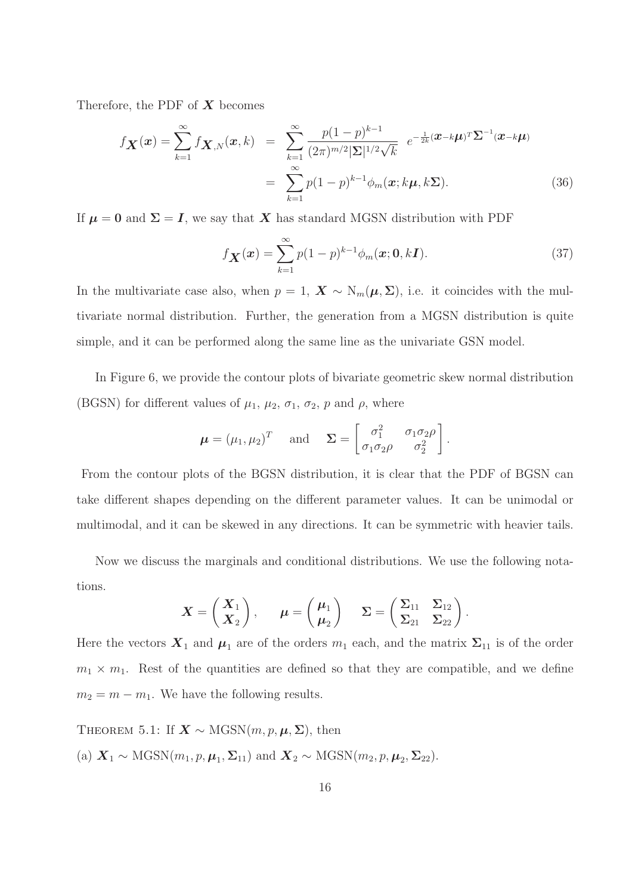Therefore, the PDF of $\boldsymbol{X}$ becomes

$$
\begin{aligned}
f_{\boldsymbol{X}}(\boldsymbol{x}) = \sum_{k=1}^{\infty} f_{\boldsymbol{X},N}(\boldsymbol{x}, k) &= \sum_{k=1}^{\infty} \frac{p(1-p)^{k-1}}{(2\pi)^{m/2}|\boldsymbol{\Sigma}|^{1/2}\sqrt{k}} \quad e^{-\frac{1}{2k}(\boldsymbol{x}-k\boldsymbol{\mu})^T\boldsymbol{\Sigma}^{-1}(\boldsymbol{x}-k\boldsymbol{\mu})} \\
&= \sum_{k=1}^{\infty} p(1-p)^{k-1}\phi_m(\boldsymbol{x}; k\boldsymbol{\mu}, k\boldsymbol{\Sigma}). \qquad (36)
\end{aligned}
$$

If $\boldsymbol{\mu} = \boldsymbol{0}$ and $\boldsymbol{\Sigma} = \boldsymbol{I}$, we say that $\boldsymbol{X}$ has standard MGSN distribution with PDF

$$
f_{\boldsymbol{X}}(\boldsymbol{x}) = \sum_{k=1}^{\infty} p(1-p)^{k-1}\phi_m(\boldsymbol{x}; \boldsymbol{0}, k\boldsymbol{I}). \qquad (37)
$$

In the multivariate case also, when $p = 1$, $\boldsymbol{X} \sim \mathrm{N}_m(\boldsymbol{\mu}, \boldsymbol{\Sigma})$, i.e. it coincides with the multivariate normal distribution. Further, the generation from a MGSN distribution is quite simple, and it can be performed along the same line as the univariate GSN model.

In Figure 6, we provide the contour plots of bivariate geometric skew normal distribution (BGSN) for different values of $\mu_1$, $\mu_2$, $\sigma_1$, $\sigma_2$, $p$ and $\rho$, where

$$
\boldsymbol{\mu} = (\mu_1, \mu_2)^T \quad \text{and} \quad \boldsymbol{\Sigma} = \begin{bmatrix} \sigma_1^2 & \sigma_1\sigma_2\rho \\ \sigma_1\sigma_2\rho & \sigma_2^2 \end{bmatrix}.
$$

From the contour plots of the BGSN distribution, it is clear that the PDF of BGSN can take different shapes depending on the different parameter values. It can be unimodal or multimodal, and it can be skewed in any directions. It can be symmetric with heavier tails.

Now we discuss the marginals and conditional distributions. We use the following notations.

$$
\boldsymbol{X} = \begin{pmatrix} \boldsymbol{X}_1 \\ \boldsymbol{X}_2 \end{pmatrix}, \qquad \boldsymbol{\mu} = \begin{pmatrix} \boldsymbol{\mu}_1 \\ \boldsymbol{\mu}_2 \end{pmatrix} \qquad \boldsymbol{\Sigma} = \begin{pmatrix} \boldsymbol{\Sigma}_{11} & \boldsymbol{\Sigma}_{12} \\ \boldsymbol{\Sigma}_{21} & \boldsymbol{\Sigma}_{22} \end{pmatrix}.
$$

Here the vectors $\boldsymbol{X}_1$ and $\boldsymbol{\mu}_1$ are of the orders $m_1$ each, and the matrix $\boldsymbol{\Sigma}_{11}$ is of the order $m_1 \times m_1$. Rest of the quantities are defined so that they are compatible, and we define $m_2 = m - m_1$. We have the following results.

THEOREM 5.1: If $\boldsymbol{X} \sim \mathrm{MGSN}(m, p, \boldsymbol{\mu}, \boldsymbol{\Sigma})$, then

(a) $\boldsymbol{X}_1 \sim \mathrm{MGSN}(m_1, p, \boldsymbol{\mu}_1, \boldsymbol{\Sigma}_{11})$ and $\boldsymbol{X}_2 \sim \mathrm{MGSN}(m_2, p, \boldsymbol{\mu}_2, \boldsymbol{\Sigma}_{22})$.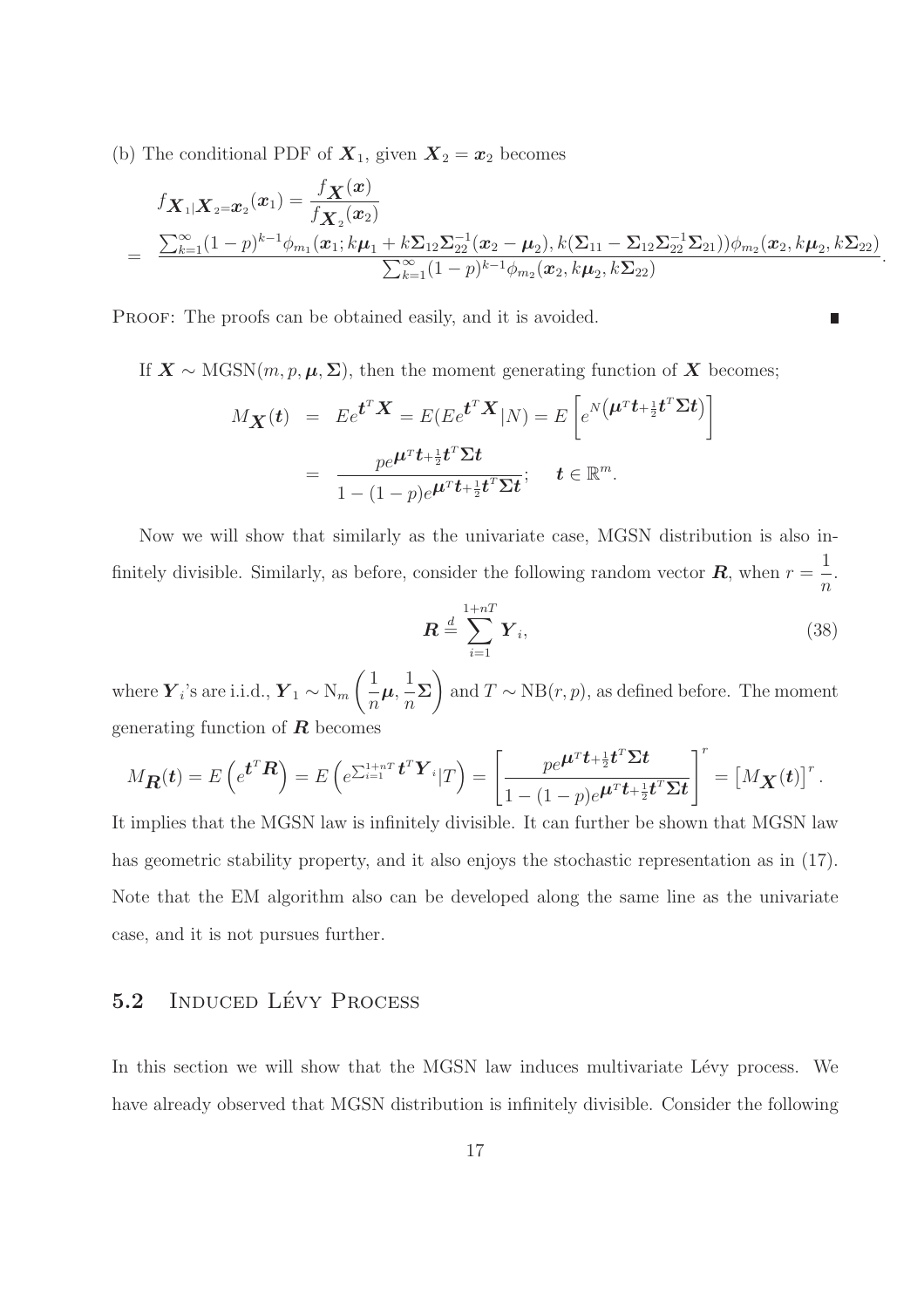(b) The conditional PDF of $\boldsymbol{X}_1$, given $\boldsymbol{X}_2 = \boldsymbol{x}_2$ becomes

$$
\begin{aligned}
& f_{\boldsymbol{X}_1|\boldsymbol{X}_2=\boldsymbol{x}_2}(\boldsymbol{x}_1) = \frac{f_{\boldsymbol{X}}(\boldsymbol{x})}{f_{\boldsymbol{X}_2}(\boldsymbol{x}_2)} \\
= & \frac{\sum_{k=1}^{\infty}(1-p)^{k-1}\phi_{m_1}(\boldsymbol{x}_1; k\boldsymbol{\mu}_1 + k\boldsymbol{\Sigma}_{12}\boldsymbol{\Sigma}_{22}^{-1}(\boldsymbol{x}_2 - \boldsymbol{\mu}_2), k(\boldsymbol{\Sigma}_{11} - \boldsymbol{\Sigma}_{12}\boldsymbol{\Sigma}_{22}^{-1}\boldsymbol{\Sigma}_{21}))\phi_{m_2}(\boldsymbol{x}_2, k\boldsymbol{\mu}_2, k\boldsymbol{\Sigma}_{22})}{\sum_{k=1}^{\infty}(1-p)^{k-1}\phi_{m_2}(\boldsymbol{x}_2, k\boldsymbol{\mu}_2, k\boldsymbol{\Sigma}_{22})}.
\end{aligned}
$$

Proof: The proofs can be obtained easily, and it is avoided. ∎

If $\boldsymbol{X} \sim \text{MGSN}(m, p, \boldsymbol{\mu}, \boldsymbol{\Sigma})$, then the moment generating function of $\boldsymbol{X}$ becomes;

$$
\begin{aligned}
M_{\boldsymbol{X}}(\boldsymbol{t}) &= Ee^{\boldsymbol{t}^T\boldsymbol{X}} = E(Ee^{\boldsymbol{t}^T\boldsymbol{X}}|N) = E\left[e^{N\left(\boldsymbol{\mu}^T\boldsymbol{t} + \frac{1}{2}\boldsymbol{t}^T\boldsymbol{\Sigma}\boldsymbol{t}\right)}\right] \\
&= \frac{pe^{\boldsymbol{\mu}^T\boldsymbol{t} + \frac{1}{2}\boldsymbol{t}^T\boldsymbol{\Sigma}\boldsymbol{t}}}{1-(1-p)e^{\boldsymbol{\mu}^T\boldsymbol{t} + \frac{1}{2}\boldsymbol{t}^T\boldsymbol{\Sigma}\boldsymbol{t}}}; \quad \boldsymbol{t} \in \mathbb{R}^m.
\end{aligned}
$$

Now we will show that similarly as the univariate case, MGSN distribution is also infinitely divisible. Similarly, as before, consider the following random vector $\boldsymbol{R}$, when $r = \dfrac{1}{n}$.

$$
\boldsymbol{R} \stackrel{d}{=} \sum_{i=1}^{1+nT} \boldsymbol{Y}_i, \tag{38}
$$

where $\boldsymbol{Y}_i$'s are i.i.d., $\boldsymbol{Y}_1 \sim \text{N}_m\left(\dfrac{1}{n}\boldsymbol{\mu}, \dfrac{1}{n}\boldsymbol{\Sigma}\right)$ and $T \sim \text{NB}(r, p)$, as defined before. The moment generating function of $\boldsymbol{R}$ becomes

$$
M_{\boldsymbol{R}}(\boldsymbol{t}) = E\left(e^{\boldsymbol{t}^T\boldsymbol{R}}\right) = E\left(e^{\sum_{i=1}^{1+nT}\boldsymbol{t}^T\boldsymbol{Y}_i}|T\right) = \left[\frac{pe^{\boldsymbol{\mu}^T\boldsymbol{t} + \frac{1}{2}\boldsymbol{t}^T\boldsymbol{\Sigma}\boldsymbol{t}}}{1-(1-p)e^{\boldsymbol{\mu}^T\boldsymbol{t} + \frac{1}{2}\boldsymbol{t}^T\boldsymbol{\Sigma}\boldsymbol{t}}}\right]^r = \left[M_{\boldsymbol{X}}(\boldsymbol{t})\right]^r.
$$

It implies that the MGSN law is infinitely divisible. It can further be shown that MGSN law has geometric stability property, and it also enjoys the stochastic representation as in (17). Note that the EM algorithm also can be developed along the same line as the univariate case, and it is not pursues further.

## 5.2 Induced Lévy Process

In this section we will show that the MGSN law induces multivariate Lévy process. We have already observed that MGSN distribution is infinitely divisible. Consider the following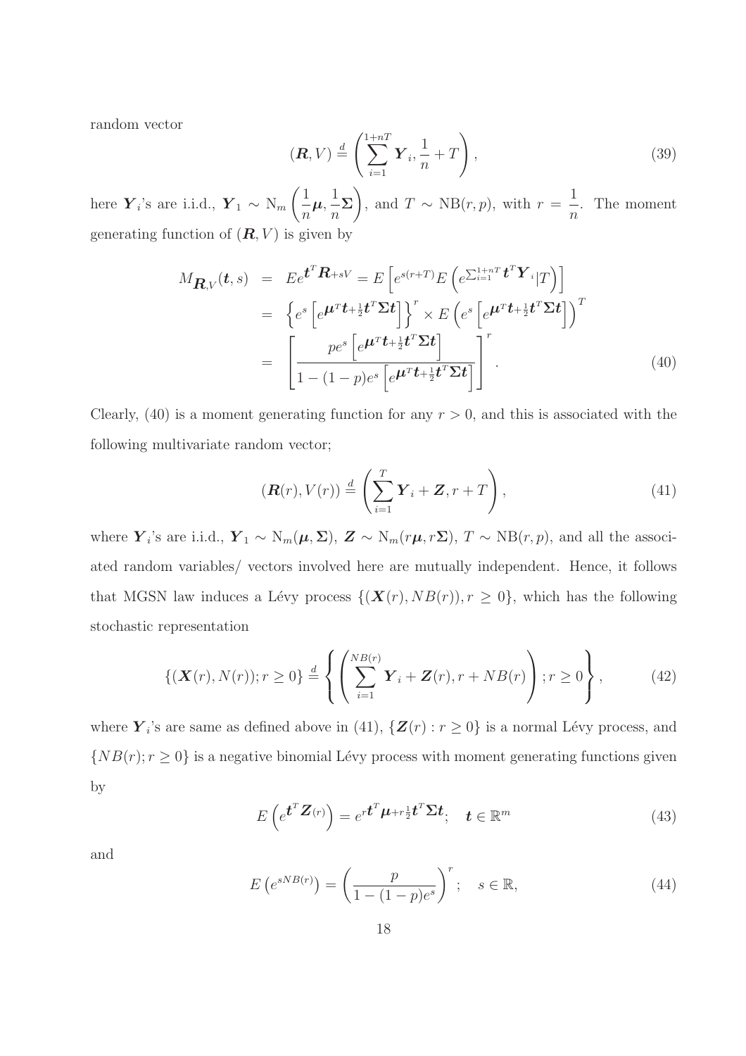random vector

$$(\boldsymbol{R}, V) \stackrel{d}{=} \left( \sum_{i=1}^{1+nT} \boldsymbol{Y}_i, \frac{1}{n} + T \right), \tag{39}$$

here $\boldsymbol{Y}_i$'s are i.i.d., $\boldsymbol{Y}_1 \sim \mathrm{N}_m\left(\frac{1}{n}\boldsymbol{\mu}, \frac{1}{n}\boldsymbol{\Sigma}\right)$, and $T \sim \mathrm{NB}(r, p)$, with $r = \frac{1}{n}$. The moment generating function of $(\boldsymbol{R}, V)$ is given by

$$\begin{aligned} M_{\boldsymbol{R},V}(\boldsymbol{t}, s) &= E e^{\boldsymbol{t}^T \boldsymbol{R} + sV} = E\left[ e^{s(r+T)} E\left( e^{\sum_{i=1}^{1+nT} \boldsymbol{t}^T \boldsymbol{Y}_i} | T \right) \right] \\ &= \left\{ e^s \left[ e^{\boldsymbol{\mu}^T \boldsymbol{t} + \frac{1}{2} \boldsymbol{t}^T \boldsymbol{\Sigma} \boldsymbol{t}} \right] \right\}^r \times E\left( e^s \left[ e^{\boldsymbol{\mu}^T \boldsymbol{t} + \frac{1}{2} \boldsymbol{t}^T \boldsymbol{\Sigma} \boldsymbol{t}} \right] \right)^T \\ &= \left[ \frac{p e^s \left[ e^{\boldsymbol{\mu}^T \boldsymbol{t} + \frac{1}{2} \boldsymbol{t}^T \boldsymbol{\Sigma} \boldsymbol{t}} \right]}{1 - (1-p) e^s \left[ e^{\boldsymbol{\mu}^T \boldsymbol{t} + \frac{1}{2} \boldsymbol{t}^T \boldsymbol{\Sigma} \boldsymbol{t}} \right]} \right]^r . \end{aligned} \tag{40}$$

Clearly, (40) is a moment generating function for any $r > 0$, and this is associated with the following multivariate random vector;

$$(\boldsymbol{R}(r), V(r)) \stackrel{d}{=} \left( \sum_{i=1}^{T} \boldsymbol{Y}_i + \boldsymbol{Z}, r + T \right), \tag{41}$$

where $\boldsymbol{Y}_i$'s are i.i.d., $\boldsymbol{Y}_1 \sim \mathrm{N}_m(\boldsymbol{\mu}, \boldsymbol{\Sigma})$, $\boldsymbol{Z} \sim \mathrm{N}_m(r\boldsymbol{\mu}, r\boldsymbol{\Sigma})$, $T \sim \mathrm{NB}(r, p)$, and all the associated random variables/ vectors involved here are mutually independent. Hence, it follows that MGSN law induces a Lévy process $\{(\boldsymbol{X}(r), NB(r)), r \geq 0\}$, which has the following stochastic representation

$$\{(\boldsymbol{X}(r), N(r)); r \geq 0\} \stackrel{d}{=} \left\{ \left( \sum_{i=1}^{NB(r)} \boldsymbol{Y}_i + \boldsymbol{Z}(r), r + NB(r) \right); r \geq 0 \right\}, \tag{42}$$

where $\boldsymbol{Y}_i$'s are same as defined above in (41), $\{\boldsymbol{Z}(r) : r \geq 0\}$ is a normal Lévy process, and $\{NB(r); r \geq 0\}$ is a negative binomial Lévy process with moment generating functions given by

$$E\left( e^{\boldsymbol{t}^T \boldsymbol{Z}(r)} \right) = e^{r \boldsymbol{t}^T \boldsymbol{\mu} + r \frac{1}{2} \boldsymbol{t}^T \boldsymbol{\Sigma} \boldsymbol{t}}; \quad \boldsymbol{t} \in \mathbb{R}^m \tag{43}$$

and

$$E\left( e^{sNB(r)} \right) = \left( \frac{p}{1 - (1-p)e^s} \right)^r; \quad s \in \mathbb{R}, \tag{44}$$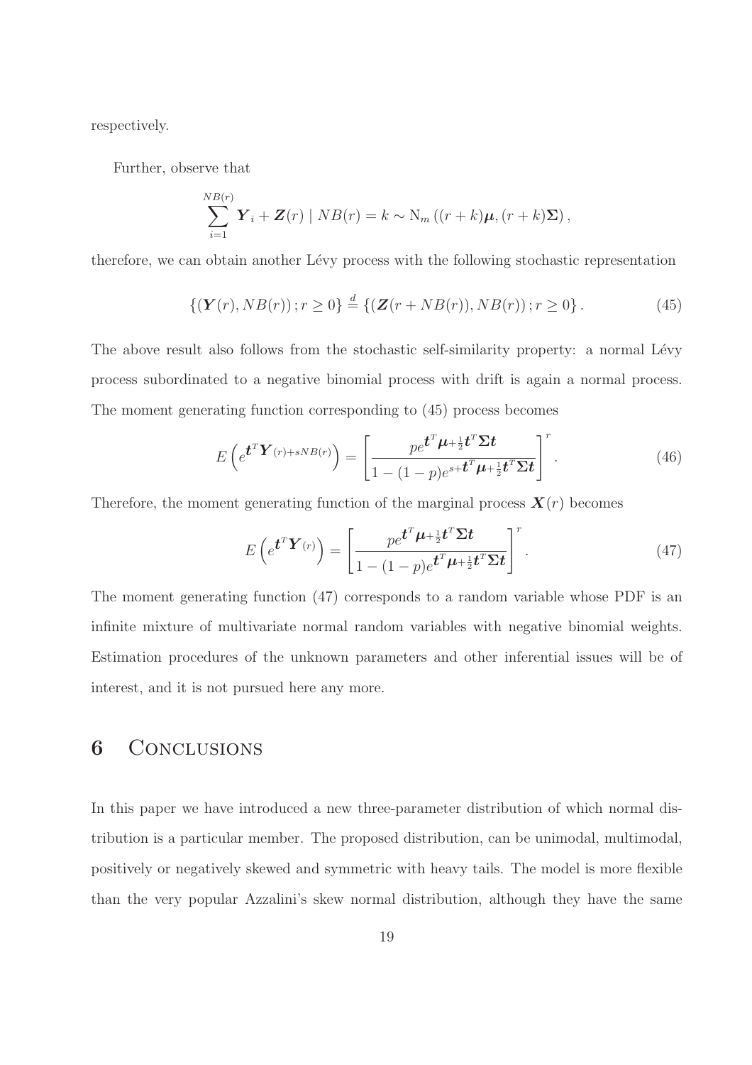respectively.

Further, observe that

$$\sum_{i=1}^{NB(r)} \boldsymbol{Y}_i + \boldsymbol{Z}(r) \mid NB(r) = k \sim \mathrm{N}_m \left( (r+k)\boldsymbol{\mu}, (r+k)\boldsymbol{\Sigma} \right),$$

therefore, we can obtain another Lévy process with the following stochastic representation

$$\left\{ (\boldsymbol{Y}(r), NB(r)) ; r \geq 0 \right\} \stackrel{d}{=} \left\{ (\boldsymbol{Z}(r + NB(r)), NB(r)) ; r \geq 0 \right\}. \tag{45}$$

The above result also follows from the stochastic self-similarity property: a normal Lévy process subordinated to a negative binomial process with drift is again a normal process. The moment generating function corresponding to (45) process becomes

$$E\left( e^{\boldsymbol{t}^T \boldsymbol{Y}(r) + sNB(r)} \right) = \left[ \frac{p e^{\boldsymbol{t}^T \boldsymbol{\mu} + \frac{1}{2} \boldsymbol{t}^T \boldsymbol{\Sigma} \boldsymbol{t}}}{1 - (1-p) e^{s + \boldsymbol{t}^T \boldsymbol{\mu} + \frac{1}{2} \boldsymbol{t}^T \boldsymbol{\Sigma} \boldsymbol{t}}} \right]^r. \tag{46}$$

Therefore, the moment generating function of the marginal process $\boldsymbol{X}(r)$ becomes

$$E\left( e^{\boldsymbol{t}^T \boldsymbol{Y}(r)} \right) = \left[ \frac{p e^{\boldsymbol{t}^T \boldsymbol{\mu} + \frac{1}{2} \boldsymbol{t}^T \boldsymbol{\Sigma} \boldsymbol{t}}}{1 - (1-p) e^{\boldsymbol{t}^T \boldsymbol{\mu} + \frac{1}{2} \boldsymbol{t}^T \boldsymbol{\Sigma} \boldsymbol{t}}} \right]^r. \tag{47}$$

The moment generating function (47) corresponds to a random variable whose PDF is an infinite mixture of multivariate normal random variables with negative binomial weights. Estimation procedures of the unknown parameters and other inferential issues will be of interest, and it is not pursued here any more.

## 6 Conclusions

In this paper we have introduced a new three-parameter distribution of which normal distribution is a particular member. The proposed distribution, can be unimodal, multimodal, positively or negatively skewed and symmetric with heavy tails. The model is more flexible than the very popular Azzalini's skew normal distribution, although they have the same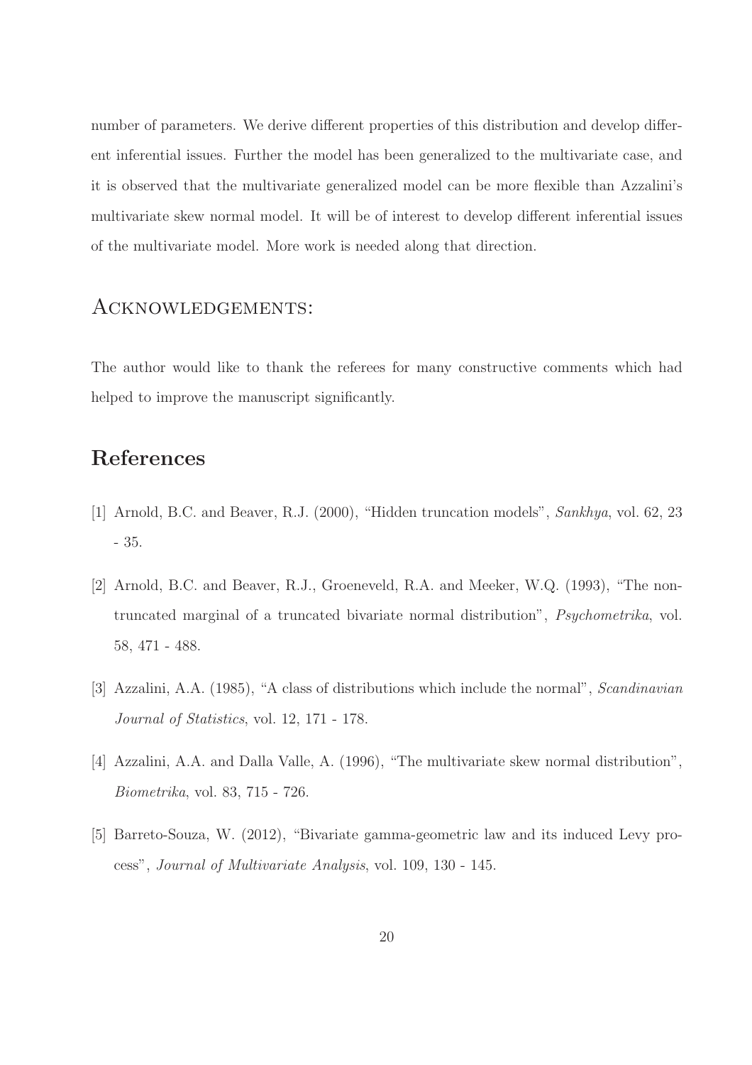number of parameters. We derive different properties of this distribution and develop different inferential issues. Further the model has been generalized to the multivariate case, and it is observed that the multivariate generalized model can be more flexible than Azzalini's multivariate skew normal model. It will be of interest to develop different inferential issues of the multivariate model. More work is needed along that direction.

## Acknowledgements:

The author would like to thank the referees for many constructive comments which had helped to improve the manuscript significantly.

# References

[1] Arnold, B.C. and Beaver, R.J. (2000), "Hidden truncation models", *Sankhya*, vol. 62, 23 - 35.

[2] Arnold, B.C. and Beaver, R.J., Groeneveld, R.A. and Meeker, W.Q. (1993), "The non-truncated marginal of a truncated bivariate normal distribution", *Psychometrika*, vol. 58, 471 - 488.

[3] Azzalini, A.A. (1985), "A class of distributions which include the normal", *Scandinavian Journal of Statistics*, vol. 12, 171 - 178.

[4] Azzalini, A.A. and Dalla Valle, A. (1996), "The multivariate skew normal distribution", *Biometrika*, vol. 83, 715 - 726.

[5] Barreto-Souza, W. (2012), "Bivariate gamma-geometric law and its induced Levy process", *Journal of Multivariate Analysis*, vol. 109, 130 - 145.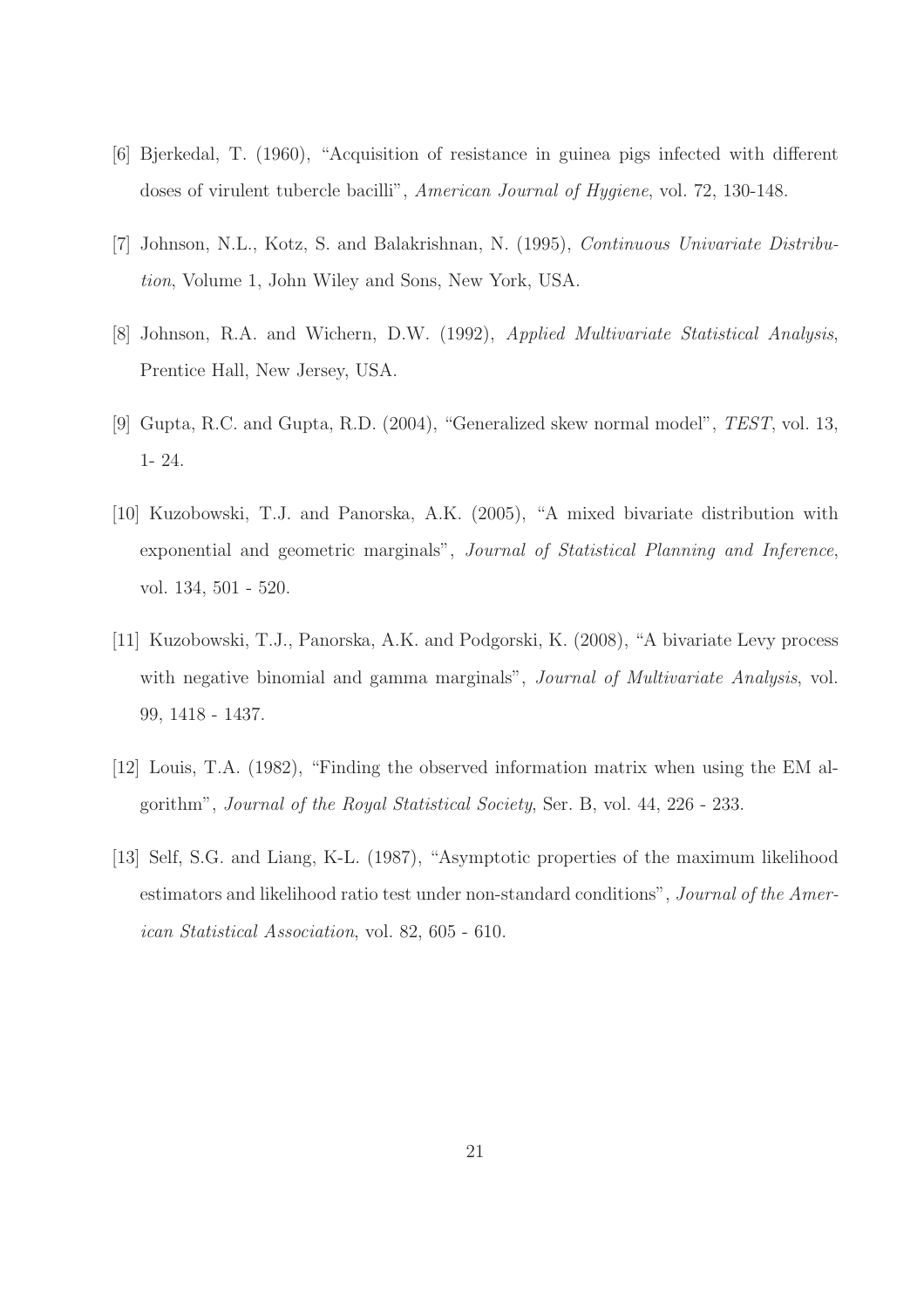[6] Bjerkedal, T. (1960), "Acquisition of resistance in guinea pigs infected with different doses of virulent tubercle bacilli", *American Journal of Hygiene*, vol. 72, 130-148.

[7] Johnson, N.L., Kotz, S. and Balakrishnan, N. (1995), *Continuous Univariate Distribution*, Volume 1, John Wiley and Sons, New York, USA.

[8] Johnson, R.A. and Wichern, D.W. (1992), *Applied Multivariate Statistical Analysis*, Prentice Hall, New Jersey, USA.

[9] Gupta, R.C. and Gupta, R.D. (2004), "Generalized skew normal model", *TEST*, vol. 13, 1- 24.

[10] Kuzobowski, T.J. and Panorska, A.K. (2005), "A mixed bivariate distribution with exponential and geometric marginals", *Journal of Statistical Planning and Inference*, vol. 134, 501 - 520.

[11] Kuzobowski, T.J., Panorska, A.K. and Podgorski, K. (2008), "A bivariate Levy process with negative binomial and gamma marginals", *Journal of Multivariate Analysis*, vol. 99, 1418 - 1437.

[12] Louis, T.A. (1982), "Finding the observed information matrix when using the EM algorithm", *Journal of the Royal Statistical Society*, Ser. B, vol. 44, 226 - 233.

[13] Self, S.G. and Liang, K-L. (1987), "Asymptotic properties of the maximum likelihood estimators and likelihood ratio test under non-standard conditions", *Journal of the American Statistical Association*, vol. 82, 605 - 610.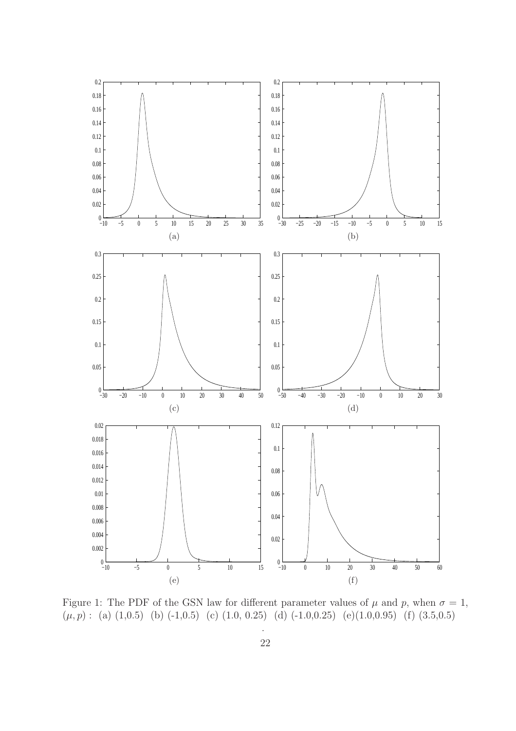Figure 1: The PDF of the GSN law for different parameter values of $\mu$ and $p$, when $\sigma = 1$, $(\mu, p)$ : (a) (1,0.5) (b) (-1,0.5) (c) (1.0, 0.25) (d) (-1.0,0.25) (e)(1.0,0.95) (f) (3.5,0.5)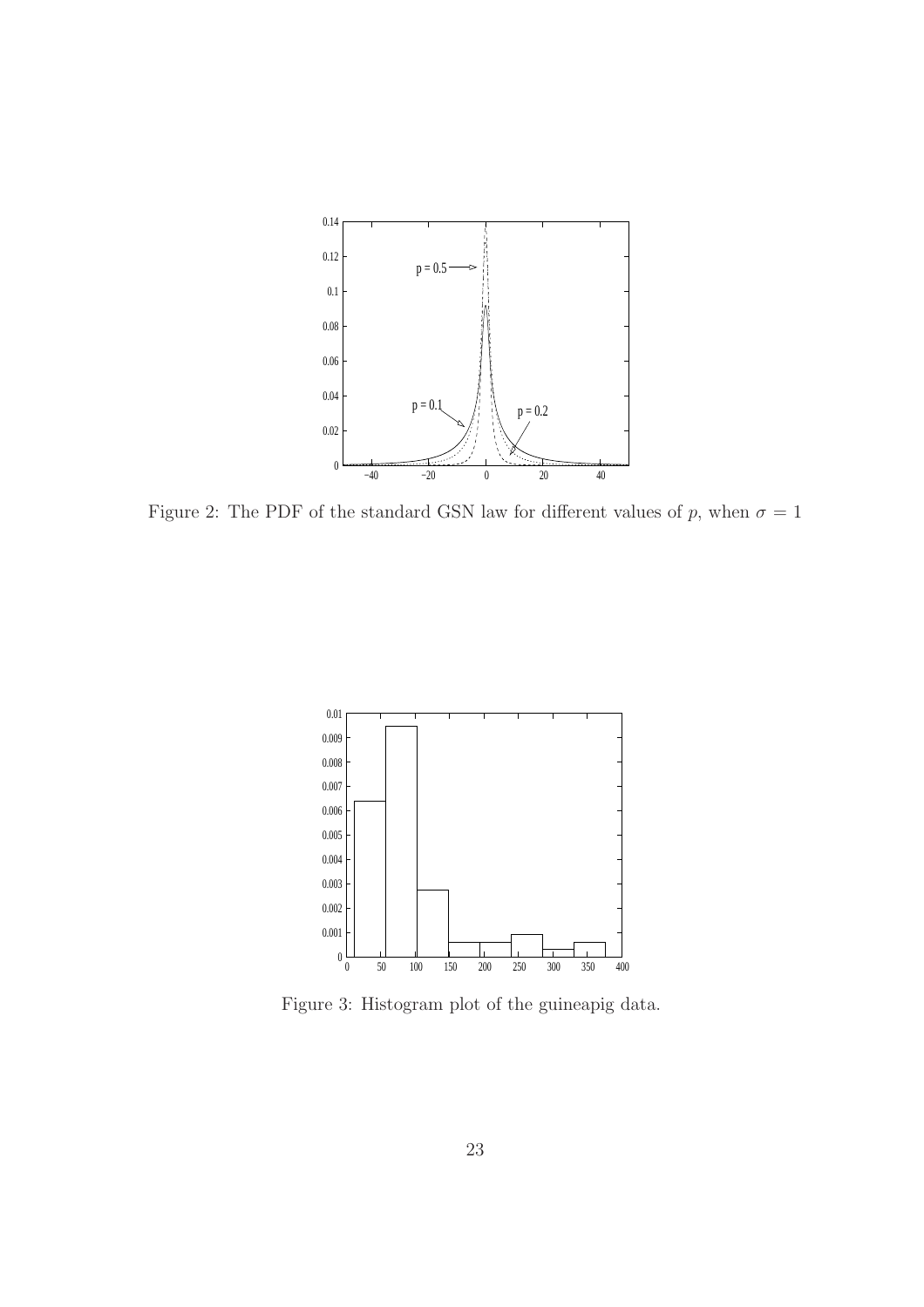Figure 2: The PDF of the standard GSN law for different values of $p$, when $\sigma = 1$

Figure 3: Histogram plot of the guineapig data.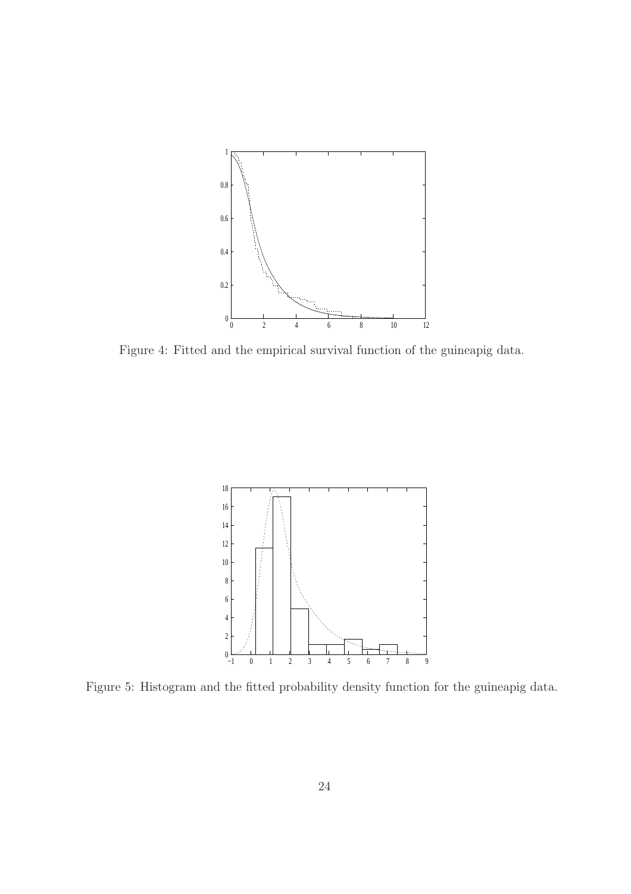Figure 4: Fitted and the empirical survival function of the guineapig data.

Figure 5: Histogram and the fitted probability density function for the guineapig data.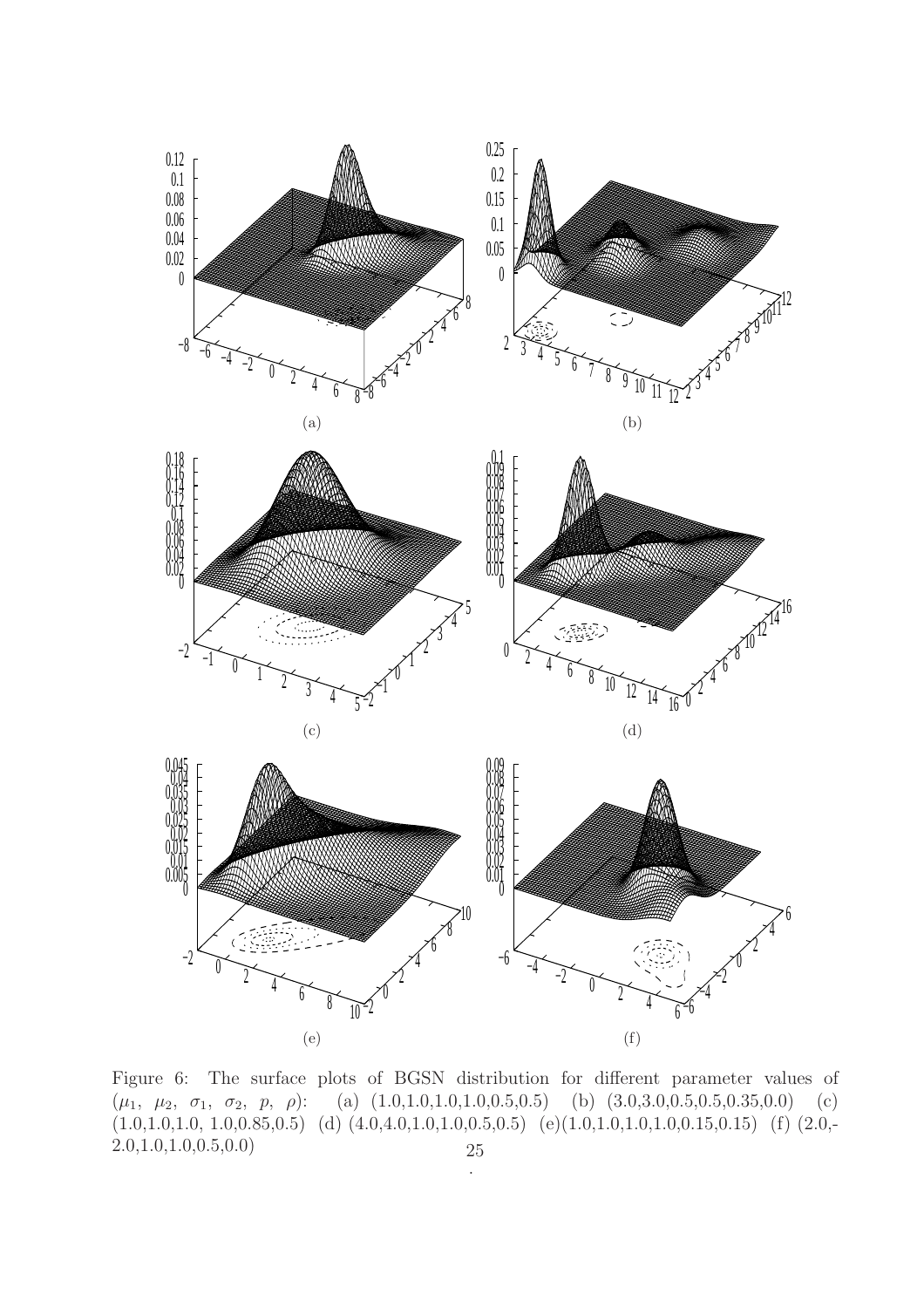0.12
0.1
0.08
0.06
0.04
0.02
0

-8 -6 -4 -2 0 2 4 6 8

-8 -6 -4 -2 0 2 4 6 8

(a)

0.25
0.2
0.15
0.1
0.05
0

2 3 4 5 6 7 8 9 10 11 12

2 3 4 5 6 7 8 9 10 11 12

(b)

0.18
0.16
0.14
0.12
0.1
0.08
0.06
0.04
0.02
0

-2 -1 0 1 2 3 4 5

-2 -1 0 1 2 3 4 5

(c)

0.1
0.09
0.08
0.07
0.06
0.05
0.04
0.03
0.02
0.01
0

0 2 4 6 8 10 12 14 16

0 2 4 6 8 10 12 14 16

(d)

0.045
0.04
0.035
0.03
0.025
0.02
0.015
0.01
0.005
0

-2 0 2 4 6 8 10

-2 0 2 4 6 8 10

(e)

0.09
0.08
0.07
0.06
0.05
0.04
0.03
0.02
0.01
0

-6 -4 -2 0 2 4 6

-6 -4 -2 0 2 4 6

(f)

Figure 6: The surface plots of BGSN distribution for different parameter values of ($\mu_1$, $\mu_2$, $\sigma_1$, $\sigma_2$, $p$, $\rho$): (a) (1.0,1.0,1.0,1.0,0.5,0.5) (b) (3.0,3.0,0.5,0.5,0.35,0.0) (c) (1.0,1.0,1.0, 1.0,0.85,0.5) (d) (4.0,4.0,1.0,1.0,0.5,0.5) (e)(1.0,1.0,1.0,1.0,0.15,0.15) (f) (2.0,-2.0,1.0,1.0,0.5,0.0)